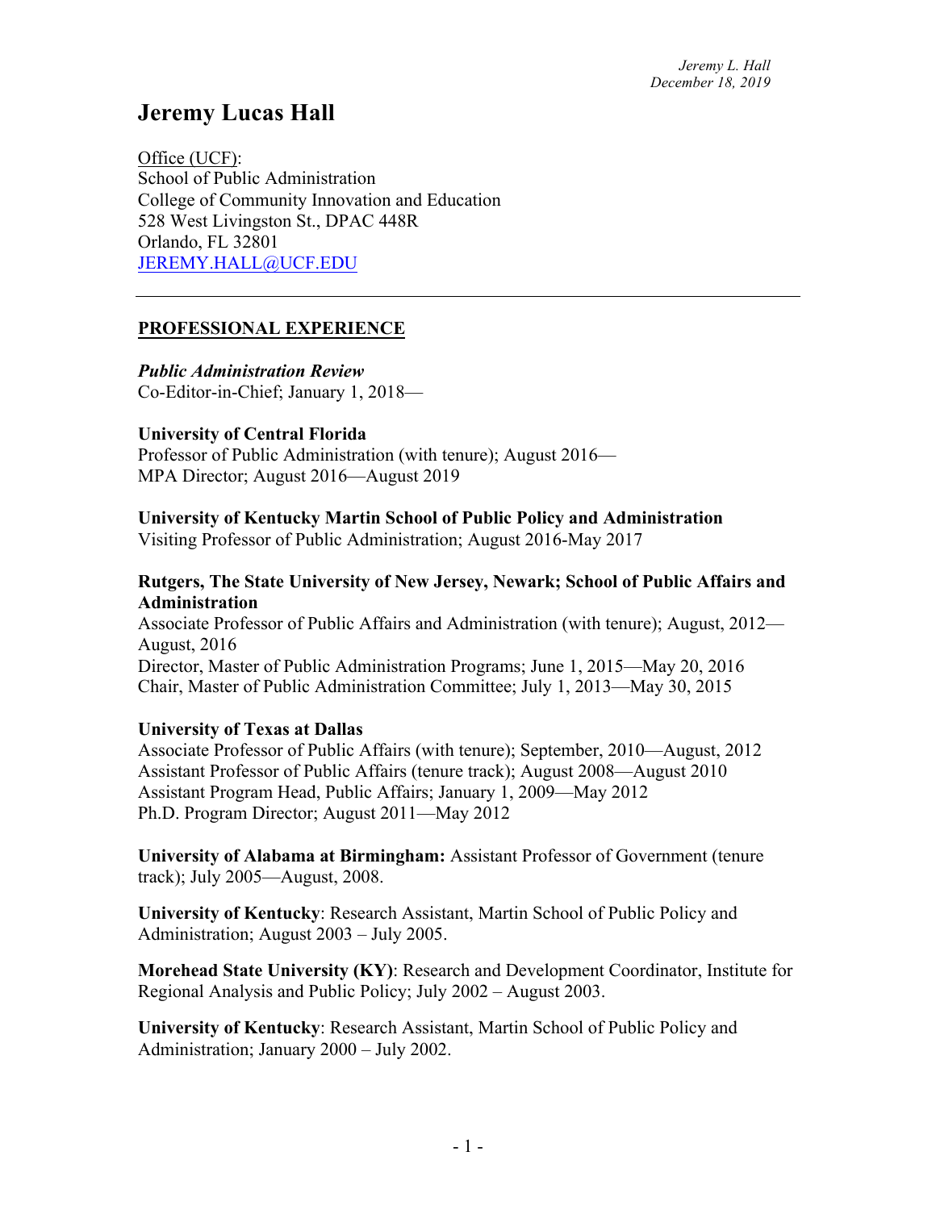# Jeremy Lucas Hall

Office (UCF):
School of Public Administration
College of Community Innovation and Education
528 West Livingston St., DPAC 448R
Orlando, FL 32801
JEREMY.HALL@UCF.EDU

---

## PROFESSIONAL EXPERIENCE

***Public Administration Review***
Co-Editor-in-Chief; January 1, 2018—

**University of Central Florida**
Professor of Public Administration (with tenure); August 2016—
MPA Director; August 2016—August 2019

**University of Kentucky Martin School of Public Policy and Administration**
Visiting Professor of Public Administration; August 2016-May 2017

**Rutgers, The State University of New Jersey, Newark; School of Public Affairs and Administration**
Associate Professor of Public Affairs and Administration (with tenure); August, 2012—August, 2016
Director, Master of Public Administration Programs; June 1, 2015—May 20, 2016
Chair, Master of Public Administration Committee; July 1, 2013—May 30, 2015

**University of Texas at Dallas**
Associate Professor of Public Affairs (with tenure); September, 2010—August, 2012
Assistant Professor of Public Affairs (tenure track); August 2008—August 2010
Assistant Program Head, Public Affairs; January 1, 2009—May 2012
Ph.D. Program Director; August 2011—May 2012

**University of Alabama at Birmingham:** Assistant Professor of Government (tenure track); July 2005—August, 2008.

**University of Kentucky**: Research Assistant, Martin School of Public Policy and Administration; August 2003 – July 2005.

**Morehead State University (KY)**: Research and Development Coordinator, Institute for Regional Analysis and Public Policy; July 2002 – August 2003.

**University of Kentucky**: Research Assistant, Martin School of Public Policy and Administration; January 2000 – July 2002.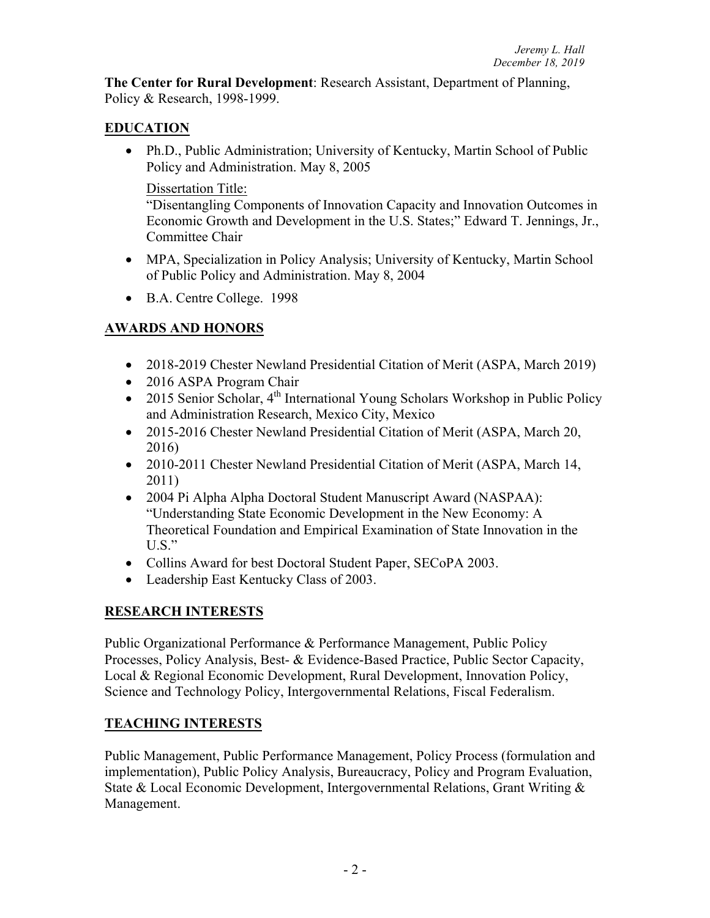**The Center for Rural Development**: Research Assistant, Department of Planning, Policy & Research, 1998-1999.

## EDUCATION

- Ph.D., Public Administration; University of Kentucky, Martin School of Public Policy and Administration. May 8, 2005

  Dissertation Title:
  "Disentangling Components of Innovation Capacity and Innovation Outcomes in Economic Growth and Development in the U.S. States;" Edward T. Jennings, Jr., Committee Chair

- MPA, Specialization in Policy Analysis; University of Kentucky, Martin School of Public Policy and Administration. May 8, 2004
- B.A. Centre College. 1998

## AWARDS AND HONORS

- 2018-2019 Chester Newland Presidential Citation of Merit (ASPA, March 2019)
- 2016 ASPA Program Chair
- 2015 Senior Scholar, 4th International Young Scholars Workshop in Public Policy and Administration Research, Mexico City, Mexico
- 2015-2016 Chester Newland Presidential Citation of Merit (ASPA, March 20, 2016)
- 2010-2011 Chester Newland Presidential Citation of Merit (ASPA, March 14, 2011)
- 2004 Pi Alpha Alpha Doctoral Student Manuscript Award (NASPAA): "Understanding State Economic Development in the New Economy: A Theoretical Foundation and Empirical Examination of State Innovation in the U.S."
- Collins Award for best Doctoral Student Paper, SECoPA 2003.
- Leadership East Kentucky Class of 2003.

## RESEARCH INTERESTS

Public Organizational Performance & Performance Management, Public Policy Processes, Policy Analysis, Best- & Evidence-Based Practice, Public Sector Capacity, Local & Regional Economic Development, Rural Development, Innovation Policy, Science and Technology Policy, Intergovernmental Relations, Fiscal Federalism.

## TEACHING INTERESTS

Public Management, Public Performance Management, Policy Process (formulation and implementation), Public Policy Analysis, Bureaucracy, Policy and Program Evaluation, State & Local Economic Development, Intergovernmental Relations, Grant Writing & Management.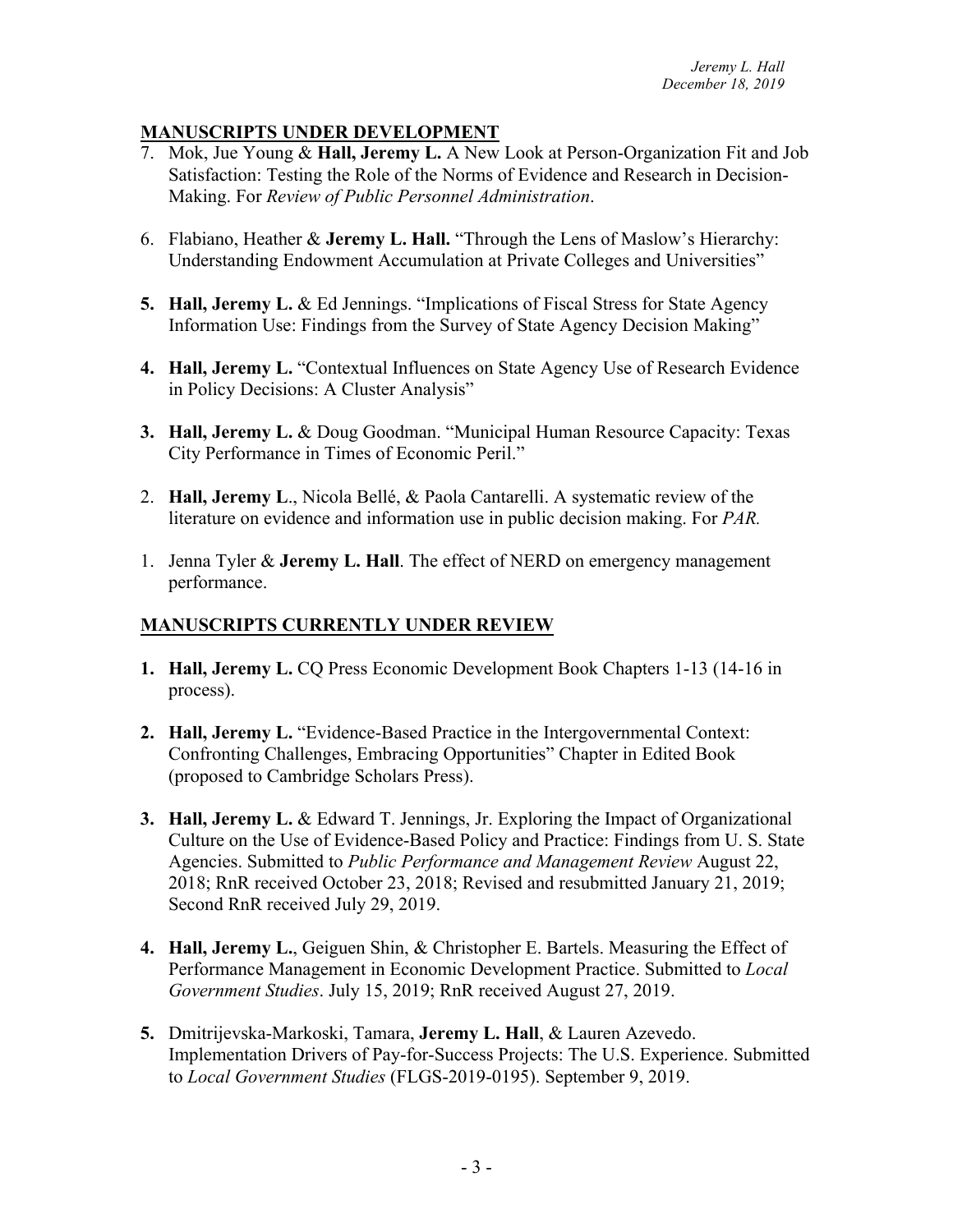## MANUSCRIPTS UNDER DEVELOPMENT

7. Mok, Jue Young & **Hall, Jeremy L.** A New Look at Person-Organization Fit and Job Satisfaction: Testing the Role of the Norms of Evidence and Research in Decision-Making. For *Review of Public Personnel Administration*.

6. Flabiano, Heather & **Jeremy L. Hall.** "Through the Lens of Maslow's Hierarchy: Understanding Endowment Accumulation at Private Colleges and Universities"

**5.** **Hall, Jeremy L.** & Ed Jennings. "Implications of Fiscal Stress for State Agency Information Use: Findings from the Survey of State Agency Decision Making"

**4.** **Hall, Jeremy L.** "Contextual Influences on State Agency Use of Research Evidence in Policy Decisions: A Cluster Analysis"

**3.** **Hall, Jeremy L.** & Doug Goodman. "Municipal Human Resource Capacity: Texas City Performance in Times of Economic Peril."

2. **Hall, Jeremy L**., Nicola Bellé, & Paola Cantarelli. A systematic review of the literature on evidence and information use in public decision making. For *PAR.*

1. Jenna Tyler & **Jeremy L. Hall**. The effect of NERD on emergency management performance.

## MANUSCRIPTS CURRENTLY UNDER REVIEW

**1.** **Hall, Jeremy L.** CQ Press Economic Development Book Chapters 1-13 (14-16 in process).

**2.** **Hall, Jeremy L.** "Evidence-Based Practice in the Intergovernmental Context: Confronting Challenges, Embracing Opportunities" Chapter in Edited Book (proposed to Cambridge Scholars Press).

**3.** **Hall, Jeremy L.** & Edward T. Jennings, Jr. Exploring the Impact of Organizational Culture on the Use of Evidence-Based Policy and Practice: Findings from U. S. State Agencies. Submitted to *Public Performance and Management Review* August 22, 2018; RnR received October 23, 2018; Revised and resubmitted January 21, 2019; Second RnR received July 29, 2019.

**4.** **Hall, Jeremy L.**, Geiguen Shin, & Christopher E. Bartels. Measuring the Effect of Performance Management in Economic Development Practice. Submitted to *Local Government Studies*. July 15, 2019; RnR received August 27, 2019.

**5.** Dmitrijevska-Markoski, Tamara, **Jeremy L. Hall**, & Lauren Azevedo. Implementation Drivers of Pay-for-Success Projects: The U.S. Experience. Submitted to *Local Government Studies* (FLGS-2019-0195). September 9, 2019.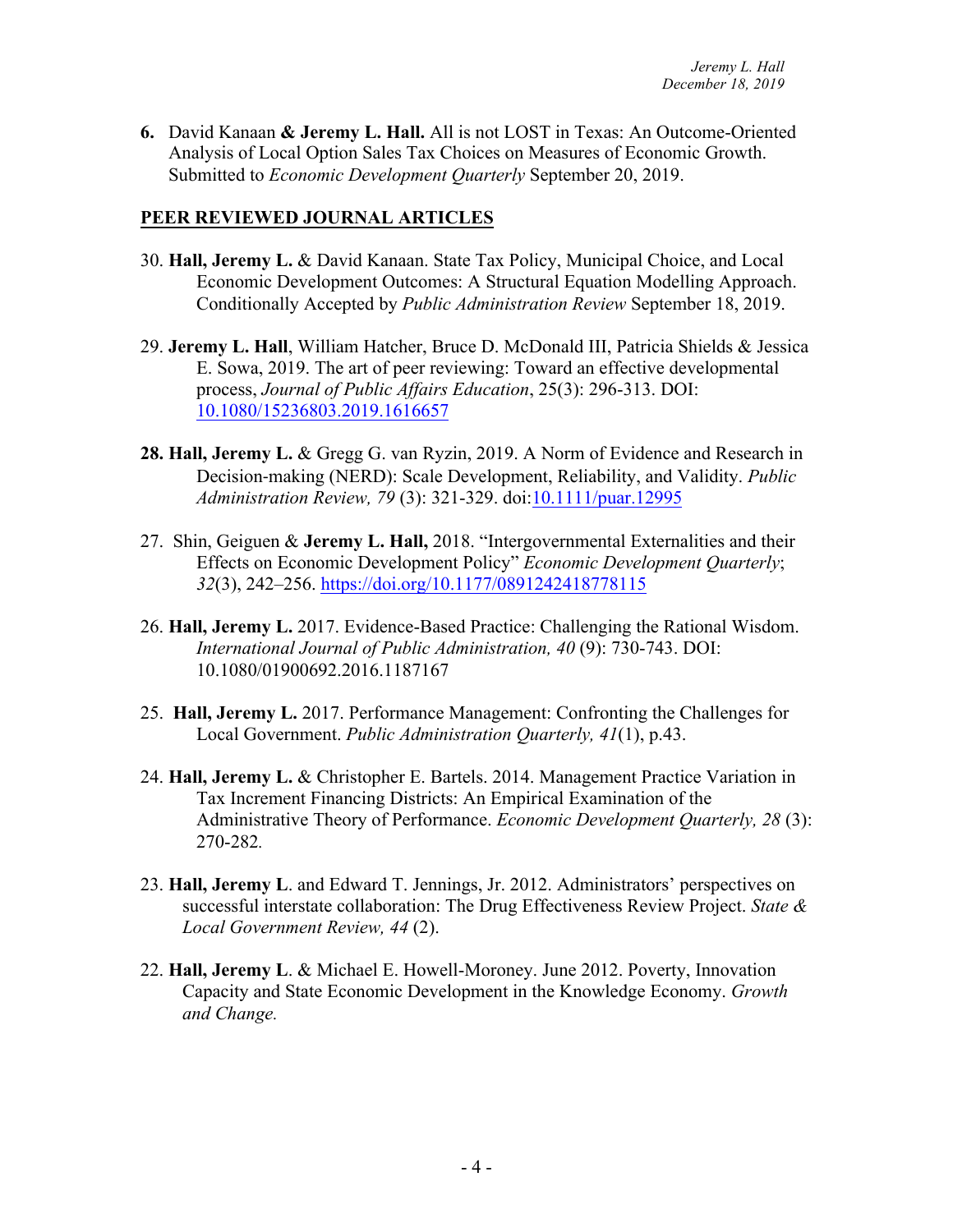**6.** David Kanaan **& Jeremy L. Hall.** All is not LOST in Texas: An Outcome-Oriented Analysis of Local Option Sales Tax Choices on Measures of Economic Growth. Submitted to *Economic Development Quarterly* September 20, 2019.

## PEER REVIEWED JOURNAL ARTICLES

30. **Hall, Jeremy L.** & David Kanaan. State Tax Policy, Municipal Choice, and Local Economic Development Outcomes: A Structural Equation Modelling Approach. Conditionally Accepted by *Public Administration Review* September 18, 2019.

29. **Jeremy L. Hall**, William Hatcher, Bruce D. McDonald III, Patricia Shields & Jessica E. Sowa, 2019. The art of peer reviewing: Toward an effective developmental process, *Journal of Public Affairs Education*, 25(3): 296-313. DOI: 10.1080/15236803.2019.1616657

**28. Hall, Jeremy L.** & Gregg G. van Ryzin, 2019. A Norm of Evidence and Research in Decision-making (NERD): Scale Development, Reliability, and Validity. *Public Administration Review, 79* (3): 321-329. doi:10.1111/puar.12995

27. Shin, Geiguen & **Jeremy L. Hall,** 2018. "Intergovernmental Externalities and their Effects on Economic Development Policy" *Economic Development Quarterly*; *32*(3), 242–256. https://doi.org/10.1177/0891242418778115

26. **Hall, Jeremy L.** 2017. Evidence-Based Practice: Challenging the Rational Wisdom. *International Journal of Public Administration, 40* (9): 730-743. DOI: 10.1080/01900692.2016.1187167

25. **Hall, Jeremy L.** 2017. Performance Management: Confronting the Challenges for Local Government. *Public Administration Quarterly, 41*(1), p.43.

24. **Hall, Jeremy L.** & Christopher E. Bartels. 2014. Management Practice Variation in Tax Increment Financing Districts: An Empirical Examination of the Administrative Theory of Performance. *Economic Development Quarterly, 28* (3): 270-282.

23. **Hall, Jeremy L**. and Edward T. Jennings, Jr. 2012. Administrators' perspectives on successful interstate collaboration: The Drug Effectiveness Review Project. *State & Local Government Review, 44* (2).

22. **Hall, Jeremy L**. & Michael E. Howell-Moroney. June 2012. Poverty, Innovation Capacity and State Economic Development in the Knowledge Economy. *Growth and Change.*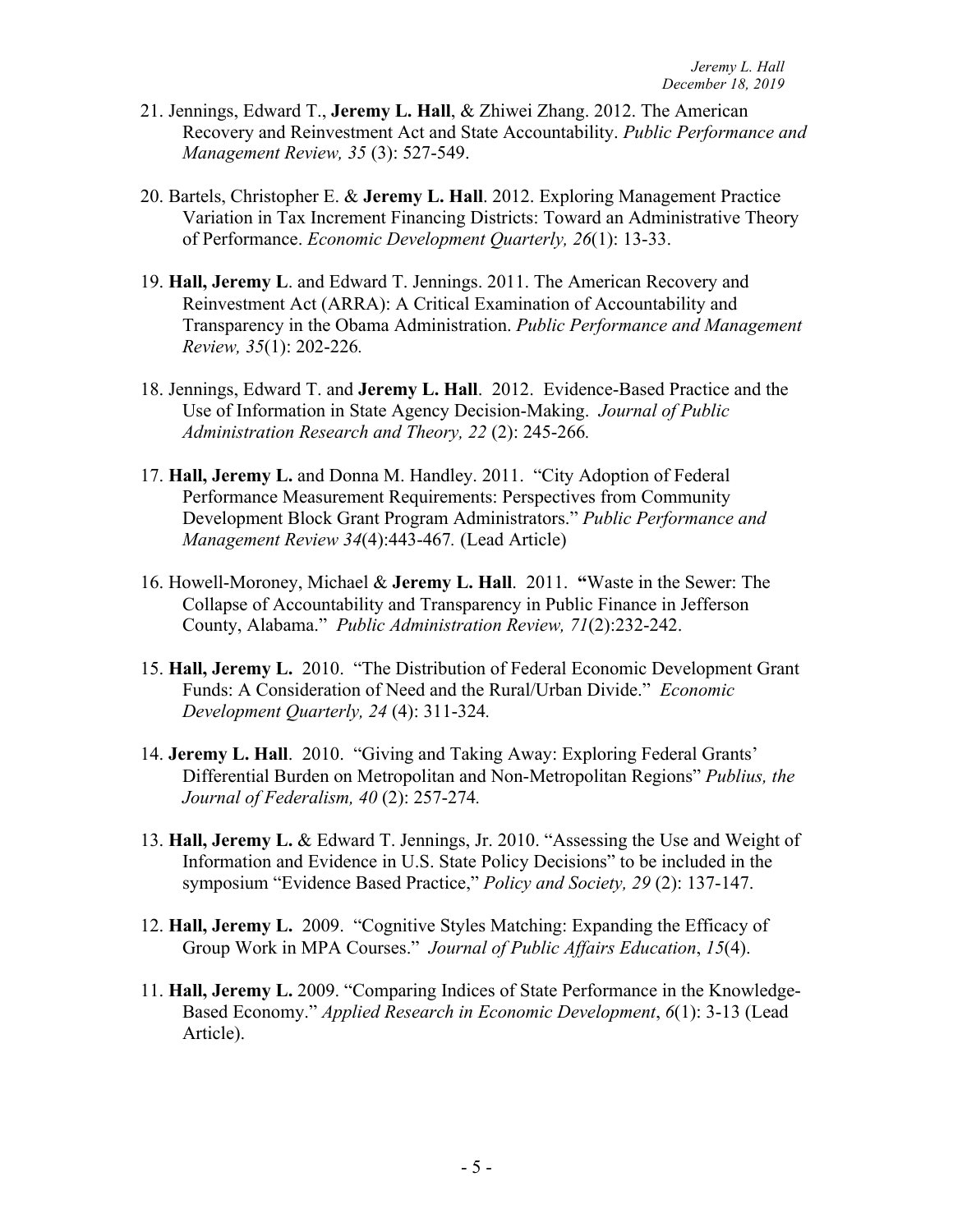21. Jennings, Edward T., **Jeremy L. Hall**, & Zhiwei Zhang. 2012. The American Recovery and Reinvestment Act and State Accountability. *Public Performance and Management Review, 35* (3): 527-549.

20. Bartels, Christopher E. & **Jeremy L. Hall**. 2012. Exploring Management Practice Variation in Tax Increment Financing Districts: Toward an Administrative Theory of Performance. *Economic Development Quarterly, 26*(1): 13-33.

19. **Hall, Jeremy L**. and Edward T. Jennings. 2011. The American Recovery and Reinvestment Act (ARRA): A Critical Examination of Accountability and Transparency in the Obama Administration. *Public Performance and Management Review, 35*(1): 202-226.

18. Jennings, Edward T. and **Jeremy L. Hall**. 2012. Evidence-Based Practice and the Use of Information in State Agency Decision-Making. *Journal of Public Administration Research and Theory, 22* (2): 245-266.

17. **Hall, Jeremy L.** and Donna M. Handley. 2011. "City Adoption of Federal Performance Measurement Requirements: Perspectives from Community Development Block Grant Program Administrators." *Public Performance and Management Review 34*(4):443-467. (Lead Article)

16. Howell-Moroney, Michael & **Jeremy L. Hall**. 2011. **"**Waste in the Sewer: The Collapse of Accountability and Transparency in Public Finance in Jefferson County, Alabama." *Public Administration Review, 71*(2):232-242.

15. **Hall, Jeremy L.** 2010. "The Distribution of Federal Economic Development Grant Funds: A Consideration of Need and the Rural/Urban Divide." *Economic Development Quarterly, 24* (4): 311-324.

14. **Jeremy L. Hall**. 2010. "Giving and Taking Away: Exploring Federal Grants' Differential Burden on Metropolitan and Non-Metropolitan Regions" *Publius, the Journal of Federalism, 40* (2): 257-274.

13. **Hall, Jeremy L.** & Edward T. Jennings, Jr. 2010. "Assessing the Use and Weight of Information and Evidence in U.S. State Policy Decisions" to be included in the symposium "Evidence Based Practice," *Policy and Society, 29* (2): 137-147.

12. **Hall, Jeremy L.** 2009. "Cognitive Styles Matching: Expanding the Efficacy of Group Work in MPA Courses." *Journal of Public Affairs Education*, *15*(4).

11. **Hall, Jeremy L.** 2009. "Comparing Indices of State Performance in the Knowledge-Based Economy." *Applied Research in Economic Development*, *6*(1): 3-13 (Lead Article).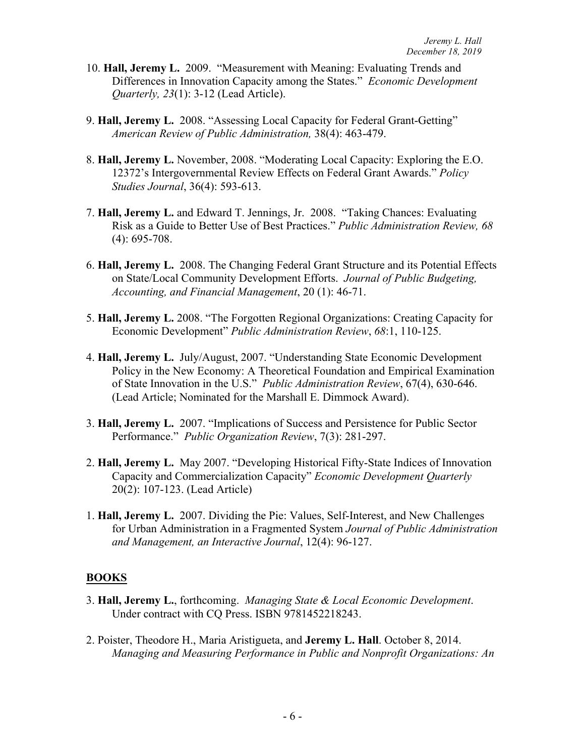10. **Hall, Jeremy L.** 2009. "Measurement with Meaning: Evaluating Trends and Differences in Innovation Capacity among the States." *Economic Development Quarterly, 23*(1): 3-12 (Lead Article).

9. **Hall, Jeremy L.** 2008. "Assessing Local Capacity for Federal Grant-Getting" *American Review of Public Administration,* 38(4): 463-479.

8. **Hall, Jeremy L.** November, 2008. "Moderating Local Capacity: Exploring the E.O. 12372's Intergovernmental Review Effects on Federal Grant Awards." *Policy Studies Journal*, 36(4): 593-613.

7. **Hall, Jeremy L.** and Edward T. Jennings, Jr. 2008. "Taking Chances: Evaluating Risk as a Guide to Better Use of Best Practices." *Public Administration Review, 68* (4): 695-708.

6. **Hall, Jeremy L.** 2008. The Changing Federal Grant Structure and its Potential Effects on State/Local Community Development Efforts. *Journal of Public Budgeting, Accounting, and Financial Management*, 20 (1): 46-71.

5. **Hall, Jeremy L.** 2008. "The Forgotten Regional Organizations: Creating Capacity for Economic Development" *Public Administration Review*, *68*:1, 110-125.

4. **Hall, Jeremy L.** July/August, 2007. "Understanding State Economic Development Policy in the New Economy: A Theoretical Foundation and Empirical Examination of State Innovation in the U.S." *Public Administration Review*, 67(4), 630-646. (Lead Article; Nominated for the Marshall E. Dimmock Award).

3. **Hall, Jeremy L.** 2007. "Implications of Success and Persistence for Public Sector Performance." *Public Organization Review*, 7(3): 281-297.

2. **Hall, Jeremy L.** May 2007. "Developing Historical Fifty-State Indices of Innovation Capacity and Commercialization Capacity" *Economic Development Quarterly* 20(2): 107-123. (Lead Article)

1. **Hall, Jeremy L.** 2007. Dividing the Pie: Values, Self-Interest, and New Challenges for Urban Administration in a Fragmented System *Journal of Public Administration and Management, an Interactive Journal*, 12(4): 96-127.

## BOOKS

3. **Hall, Jeremy L.**, forthcoming. *Managing State & Local Economic Development*. Under contract with CQ Press. ISBN 9781452218243.

2. Poister, Theodore H., Maria Aristigueta, and **Jeremy L. Hall**. October 8, 2014. *Managing and Measuring Performance in Public and Nonprofit Organizations: An*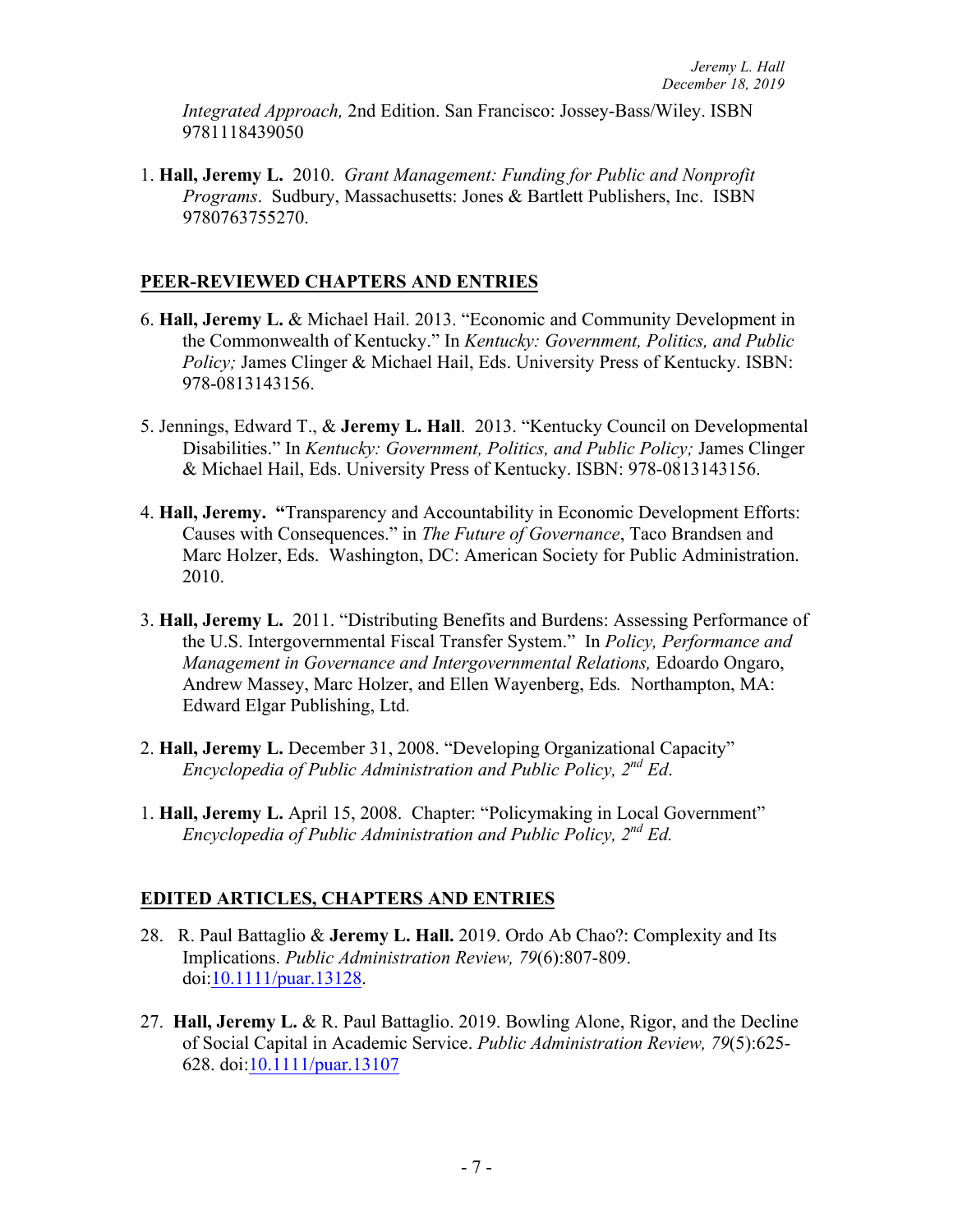*Integrated Approach,* 2nd Edition. San Francisco: Jossey-Bass/Wiley. ISBN 9781118439050

1. **Hall, Jeremy L.** 2010. *Grant Management: Funding for Public and Nonprofit Programs*. Sudbury, Massachusetts: Jones & Bartlett Publishers, Inc. ISBN 9780763755270.

## PEER-REVIEWED CHAPTERS AND ENTRIES

6. **Hall, Jeremy L.** & Michael Hail. 2013. "Economic and Community Development in the Commonwealth of Kentucky." In *Kentucky: Government, Politics, and Public Policy;* James Clinger & Michael Hail, Eds. University Press of Kentucky. ISBN: 978-0813143156.

5. Jennings, Edward T., & **Jeremy L. Hall**. 2013. "Kentucky Council on Developmental Disabilities." In *Kentucky: Government, Politics, and Public Policy;* James Clinger & Michael Hail, Eds. University Press of Kentucky. ISBN: 978-0813143156.

4. **Hall, Jeremy. "**Transparency and Accountability in Economic Development Efforts: Causes with Consequences." in *The Future of Governance*, Taco Brandsen and Marc Holzer, Eds. Washington, DC: American Society for Public Administration. 2010.

3. **Hall, Jeremy L.** 2011. "Distributing Benefits and Burdens: Assessing Performance of the U.S. Intergovernmental Fiscal Transfer System." In *Policy, Performance and Management in Governance and Intergovernmental Relations,* Edoardo Ongaro, Andrew Massey, Marc Holzer, and Ellen Wayenberg, Eds*.* Northampton, MA: Edward Elgar Publishing, Ltd.

2. **Hall, Jeremy L.** December 31, 2008. "Developing Organizational Capacity" *Encyclopedia of Public Administration and Public Policy, 2nd Ed*.

1. **Hall, Jeremy L.** April 15, 2008. Chapter: "Policymaking in Local Government" *Encyclopedia of Public Administration and Public Policy, 2nd Ed.*

## EDITED ARTICLES, CHAPTERS AND ENTRIES

28. R. Paul Battaglio & **Jeremy L. Hall.** 2019. Ordo Ab Chao?: Complexity and Its Implications. *Public Administration Review, 79*(6):807-809. doi:10.1111/puar.13128.

27. **Hall, Jeremy L.** & R. Paul Battaglio. 2019. Bowling Alone, Rigor, and the Decline of Social Capital in Academic Service. *Public Administration Review, 79*(5):625-628. doi:10.1111/puar.13107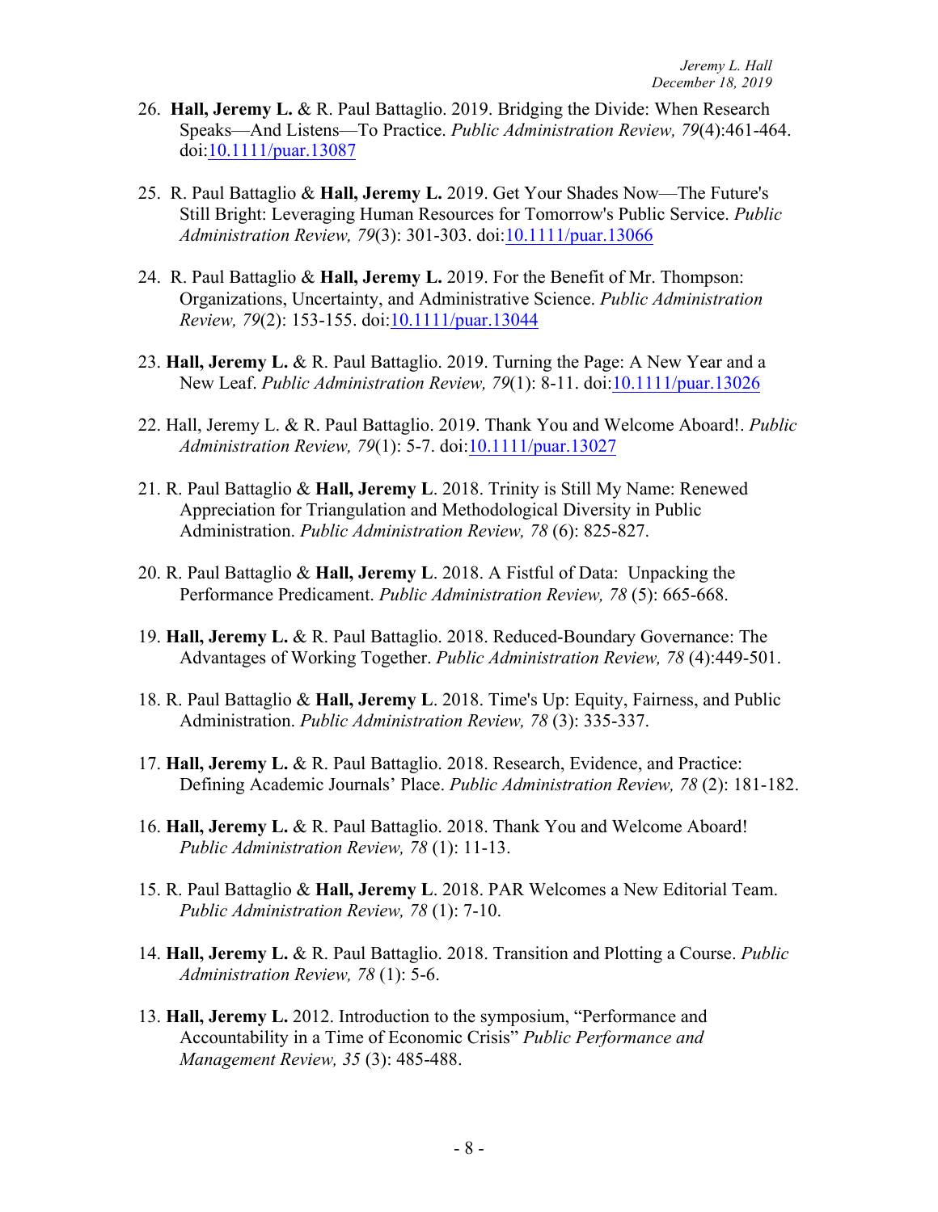26. **Hall, Jeremy L.** & R. Paul Battaglio. 2019. Bridging the Divide: When Research Speaks—And Listens—To Practice. *Public Administration Review, 79*(4):461-464. doi:10.1111/puar.13087

25. R. Paul Battaglio & **Hall, Jeremy L.** 2019. Get Your Shades Now—The Future's Still Bright: Leveraging Human Resources for Tomorrow's Public Service. *Public Administration Review, 79*(3): 301-303. doi:10.1111/puar.13066

24. R. Paul Battaglio & **Hall, Jeremy L.** 2019. For the Benefit of Mr. Thompson: Organizations, Uncertainty, and Administrative Science. *Public Administration Review, 79*(2): 153-155. doi:10.1111/puar.13044

23. **Hall, Jeremy L.** & R. Paul Battaglio. 2019. Turning the Page: A New Year and a New Leaf. *Public Administration Review, 79*(1): 8-11. doi:10.1111/puar.13026

22. Hall, Jeremy L. & R. Paul Battaglio. 2019. Thank You and Welcome Aboard!. *Public Administration Review, 79*(1): 5-7. doi:10.1111/puar.13027

21. R. Paul Battaglio & **Hall, Jeremy L**. 2018. Trinity is Still My Name: Renewed Appreciation for Triangulation and Methodological Diversity in Public Administration. *Public Administration Review, 78* (6): 825-827.

20. R. Paul Battaglio & **Hall, Jeremy L**. 2018. A Fistful of Data: Unpacking the Performance Predicament. *Public Administration Review, 78* (5): 665-668.

19. **Hall, Jeremy L.** & R. Paul Battaglio. 2018. Reduced-Boundary Governance: The Advantages of Working Together. *Public Administration Review, 78* (4):449-501.

18. R. Paul Battaglio & **Hall, Jeremy L**. 2018. Time's Up: Equity, Fairness, and Public Administration. *Public Administration Review, 78* (3): 335-337.

17. **Hall, Jeremy L.** & R. Paul Battaglio. 2018. Research, Evidence, and Practice: Defining Academic Journals' Place. *Public Administration Review, 78* (2): 181-182.

16. **Hall, Jeremy L.** & R. Paul Battaglio. 2018. Thank You and Welcome Aboard! *Public Administration Review, 78* (1): 11-13.

15. R. Paul Battaglio & **Hall, Jeremy L**. 2018. PAR Welcomes a New Editorial Team. *Public Administration Review, 78* (1): 7-10.

14. **Hall, Jeremy L.** & R. Paul Battaglio. 2018. Transition and Plotting a Course. *Public Administration Review, 78* (1): 5-6.

13. **Hall, Jeremy L.** 2012. Introduction to the symposium, "Performance and Accountability in a Time of Economic Crisis" *Public Performance and Management Review, 35* (3): 485-488.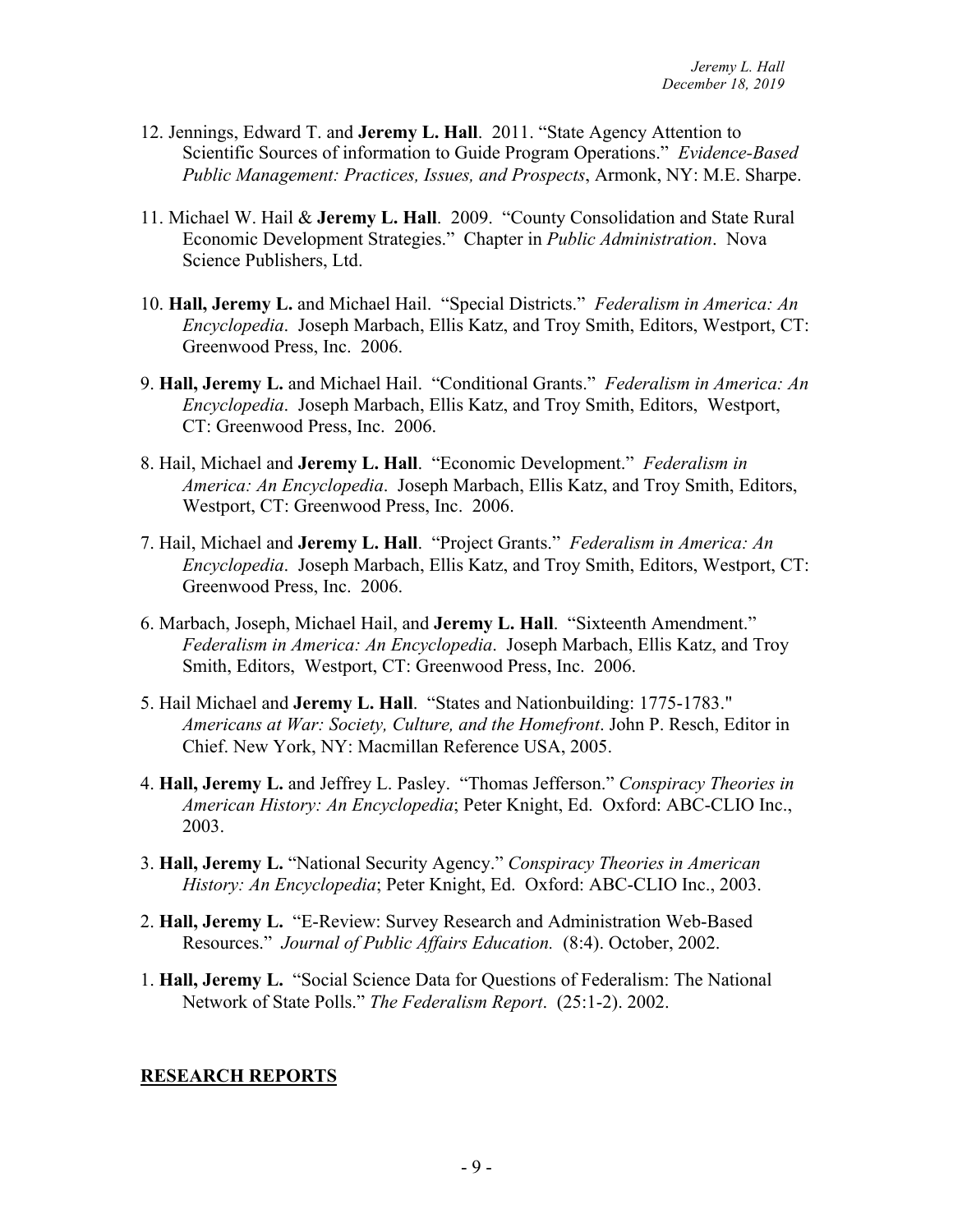12. Jennings, Edward T. and **Jeremy L. Hall**. 2011. "State Agency Attention to Scientific Sources of information to Guide Program Operations." *Evidence-Based Public Management: Practices, Issues, and Prospects*, Armonk, NY: M.E. Sharpe.

11. Michael W. Hail & **Jeremy L. Hall**. 2009. "County Consolidation and State Rural Economic Development Strategies." Chapter in *Public Administration*. Nova Science Publishers, Ltd.

10. **Hall, Jeremy L.** and Michael Hail. "Special Districts." *Federalism in America: An Encyclopedia*. Joseph Marbach, Ellis Katz, and Troy Smith, Editors, Westport, CT: Greenwood Press, Inc. 2006.

9. **Hall, Jeremy L.** and Michael Hail. "Conditional Grants." *Federalism in America: An Encyclopedia*. Joseph Marbach, Ellis Katz, and Troy Smith, Editors, Westport, CT: Greenwood Press, Inc. 2006.

8. Hail, Michael and **Jeremy L. Hall**. "Economic Development." *Federalism in America: An Encyclopedia*. Joseph Marbach, Ellis Katz, and Troy Smith, Editors, Westport, CT: Greenwood Press, Inc. 2006.

7. Hail, Michael and **Jeremy L. Hall**. "Project Grants." *Federalism in America: An Encyclopedia*. Joseph Marbach, Ellis Katz, and Troy Smith, Editors, Westport, CT: Greenwood Press, Inc. 2006.

6. Marbach, Joseph, Michael Hail, and **Jeremy L. Hall**. "Sixteenth Amendment." *Federalism in America: An Encyclopedia*. Joseph Marbach, Ellis Katz, and Troy Smith, Editors, Westport, CT: Greenwood Press, Inc. 2006.

5. Hail Michael and **Jeremy L. Hall**. "States and Nationbuilding: 1775-1783." *Americans at War: Society, Culture, and the Homefront*. John P. Resch, Editor in Chief. New York, NY: Macmillan Reference USA, 2005.

4. **Hall, Jeremy L.** and Jeffrey L. Pasley. "Thomas Jefferson." *Conspiracy Theories in American History: An Encyclopedia*; Peter Knight, Ed. Oxford: ABC-CLIO Inc., 2003.

3. **Hall, Jeremy L.** "National Security Agency." *Conspiracy Theories in American History: An Encyclopedia*; Peter Knight, Ed. Oxford: ABC-CLIO Inc., 2003.

2. **Hall, Jeremy L.** "E-Review: Survey Research and Administration Web-Based Resources." *Journal of Public Affairs Education.* (8:4). October, 2002.

1. **Hall, Jeremy L.** "Social Science Data for Questions of Federalism: The National Network of State Polls." *The Federalism Report*. (25:1-2). 2002.

## RESEARCH REPORTS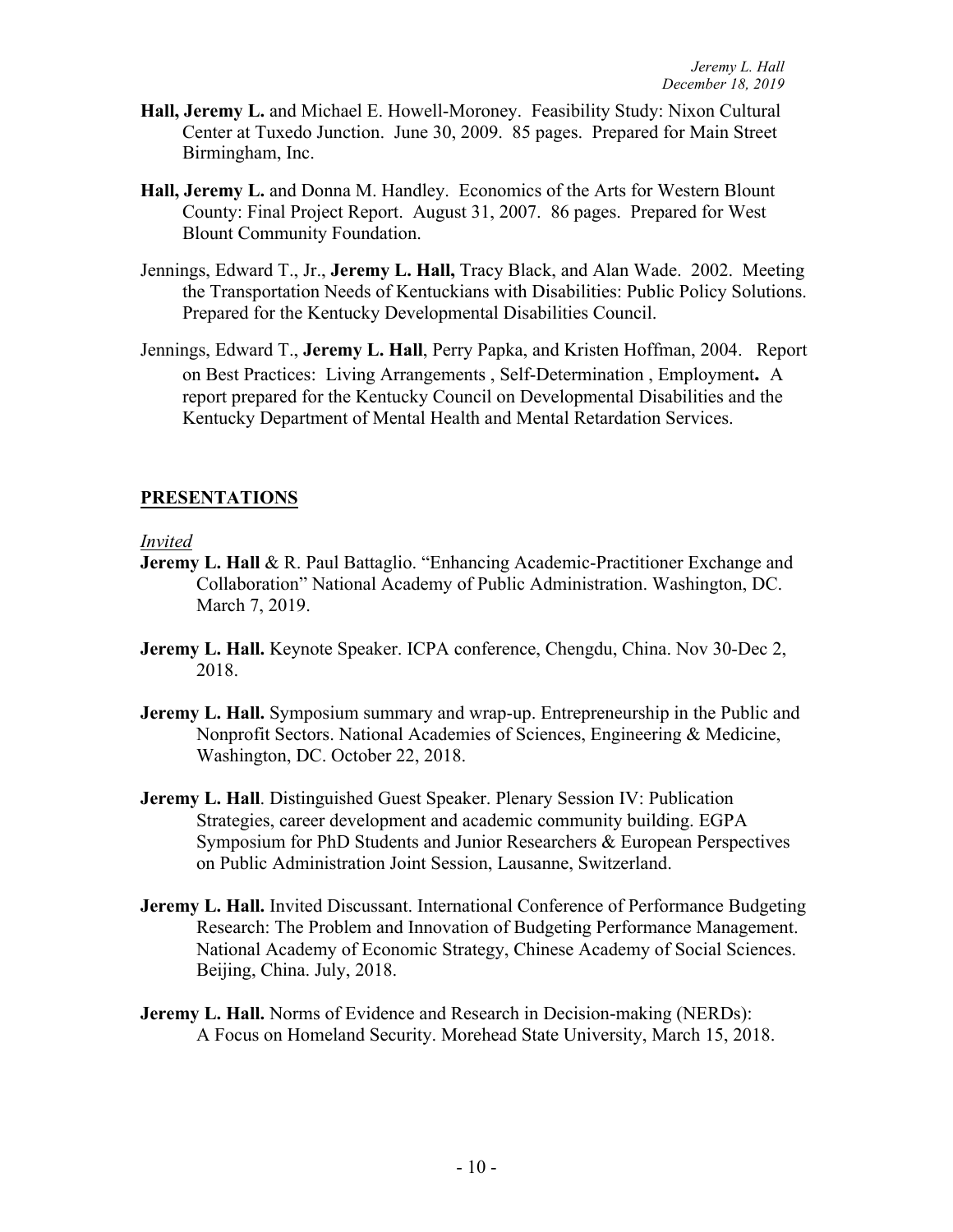**Hall, Jeremy L.** and Michael E. Howell-Moroney. Feasibility Study: Nixon Cultural Center at Tuxedo Junction. June 30, 2009. 85 pages. Prepared for Main Street Birmingham, Inc.

**Hall, Jeremy L.** and Donna M. Handley. Economics of the Arts for Western Blount County: Final Project Report. August 31, 2007. 86 pages. Prepared for West Blount Community Foundation.

Jennings, Edward T., Jr., **Jeremy L. Hall,** Tracy Black, and Alan Wade. 2002. Meeting the Transportation Needs of Kentuckians with Disabilities: Public Policy Solutions. Prepared for the Kentucky Developmental Disabilities Council.

Jennings, Edward T., **Jeremy L. Hall**, Perry Papka, and Kristen Hoffman, 2004. Report on Best Practices: Living Arrangements , Self-Determination , Employment**.** A report prepared for the Kentucky Council on Developmental Disabilities and the Kentucky Department of Mental Health and Mental Retardation Services.

## PRESENTATIONS

*Invited*

**Jeremy L. Hall** & R. Paul Battaglio. "Enhancing Academic-Practitioner Exchange and Collaboration" National Academy of Public Administration. Washington, DC. March 7, 2019.

**Jeremy L. Hall.** Keynote Speaker. ICPA conference, Chengdu, China. Nov 30-Dec 2, 2018.

**Jeremy L. Hall.** Symposium summary and wrap-up. Entrepreneurship in the Public and Nonprofit Sectors. National Academies of Sciences, Engineering & Medicine, Washington, DC. October 22, 2018.

**Jeremy L. Hall**. Distinguished Guest Speaker. Plenary Session IV: Publication Strategies, career development and academic community building. EGPA Symposium for PhD Students and Junior Researchers & European Perspectives on Public Administration Joint Session, Lausanne, Switzerland.

**Jeremy L. Hall.** Invited Discussant. International Conference of Performance Budgeting Research: The Problem and Innovation of Budgeting Performance Management. National Academy of Economic Strategy, Chinese Academy of Social Sciences. Beijing, China. July, 2018.

**Jeremy L. Hall.** Norms of Evidence and Research in Decision-making (NERDs): A Focus on Homeland Security. Morehead State University, March 15, 2018.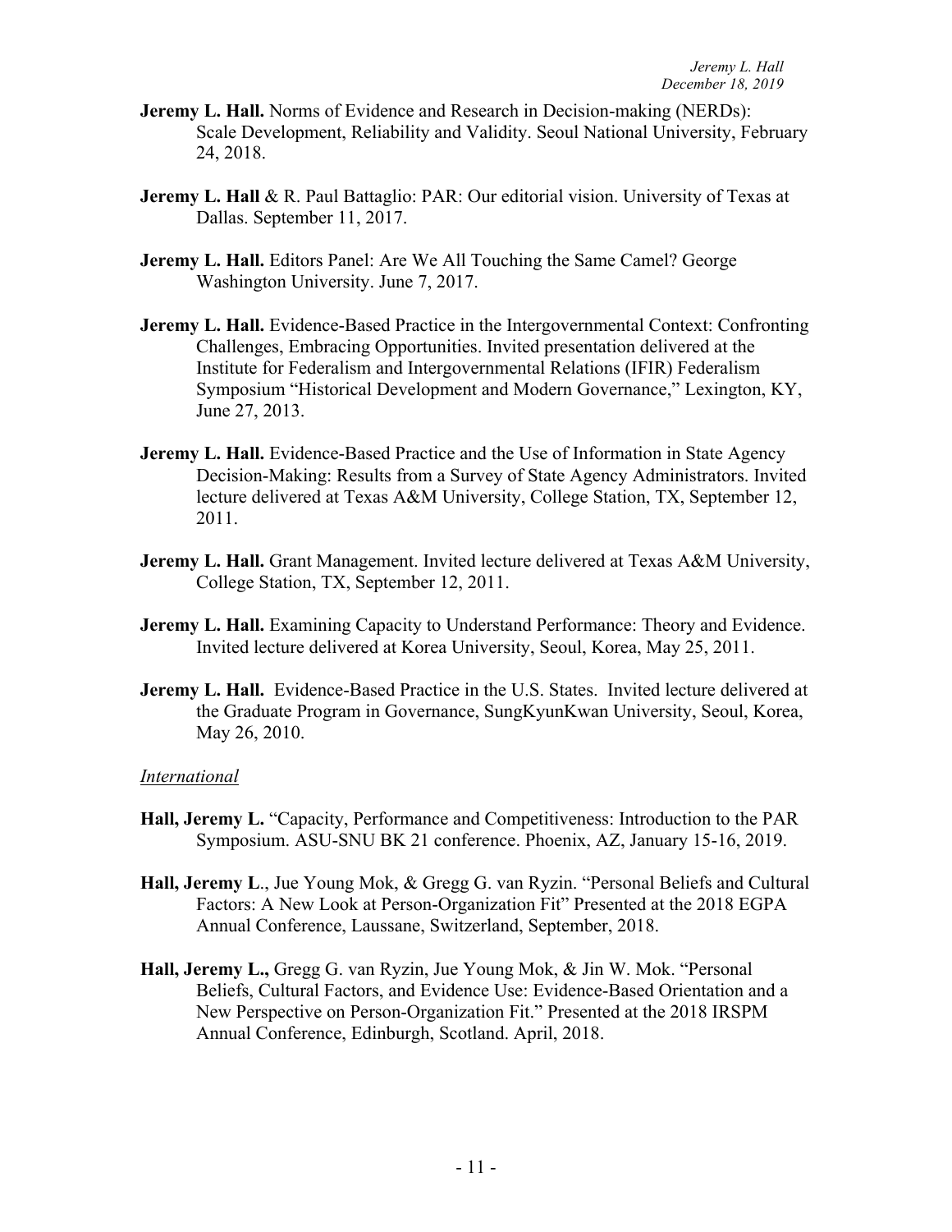**Jeremy L. Hall.** Norms of Evidence and Research in Decision-making (NERDs): Scale Development, Reliability and Validity. Seoul National University, February 24, 2018.

**Jeremy L. Hall** & R. Paul Battaglio: PAR: Our editorial vision. University of Texas at Dallas. September 11, 2017.

**Jeremy L. Hall.** Editors Panel: Are We All Touching the Same Camel? George Washington University. June 7, 2017.

**Jeremy L. Hall.** Evidence-Based Practice in the Intergovernmental Context: Confronting Challenges, Embracing Opportunities. Invited presentation delivered at the Institute for Federalism and Intergovernmental Relations (IFIR) Federalism Symposium "Historical Development and Modern Governance," Lexington, KY, June 27, 2013.

**Jeremy L. Hall.** Evidence-Based Practice and the Use of Information in State Agency Decision-Making: Results from a Survey of State Agency Administrators. Invited lecture delivered at Texas A&M University, College Station, TX, September 12, 2011.

**Jeremy L. Hall.** Grant Management. Invited lecture delivered at Texas A&M University, College Station, TX, September 12, 2011.

**Jeremy L. Hall.** Examining Capacity to Understand Performance: Theory and Evidence. Invited lecture delivered at Korea University, Seoul, Korea, May 25, 2011.

**Jeremy L. Hall.** Evidence-Based Practice in the U.S. States. Invited lecture delivered at the Graduate Program in Governance, SungKyunKwan University, Seoul, Korea, May 26, 2010.

*International*

**Hall, Jeremy L.** "Capacity, Performance and Competitiveness: Introduction to the PAR Symposium. ASU-SNU BK 21 conference. Phoenix, AZ, January 15-16, 2019.

**Hall, Jeremy L**., Jue Young Mok, & Gregg G. van Ryzin. "Personal Beliefs and Cultural Factors: A New Look at Person-Organization Fit" Presented at the 2018 EGPA Annual Conference, Laussane, Switzerland, September, 2018.

**Hall, Jeremy L.,** Gregg G. van Ryzin, Jue Young Mok, & Jin W. Mok. "Personal Beliefs, Cultural Factors, and Evidence Use: Evidence-Based Orientation and a New Perspective on Person-Organization Fit." Presented at the 2018 IRSPM Annual Conference, Edinburgh, Scotland. April, 2018.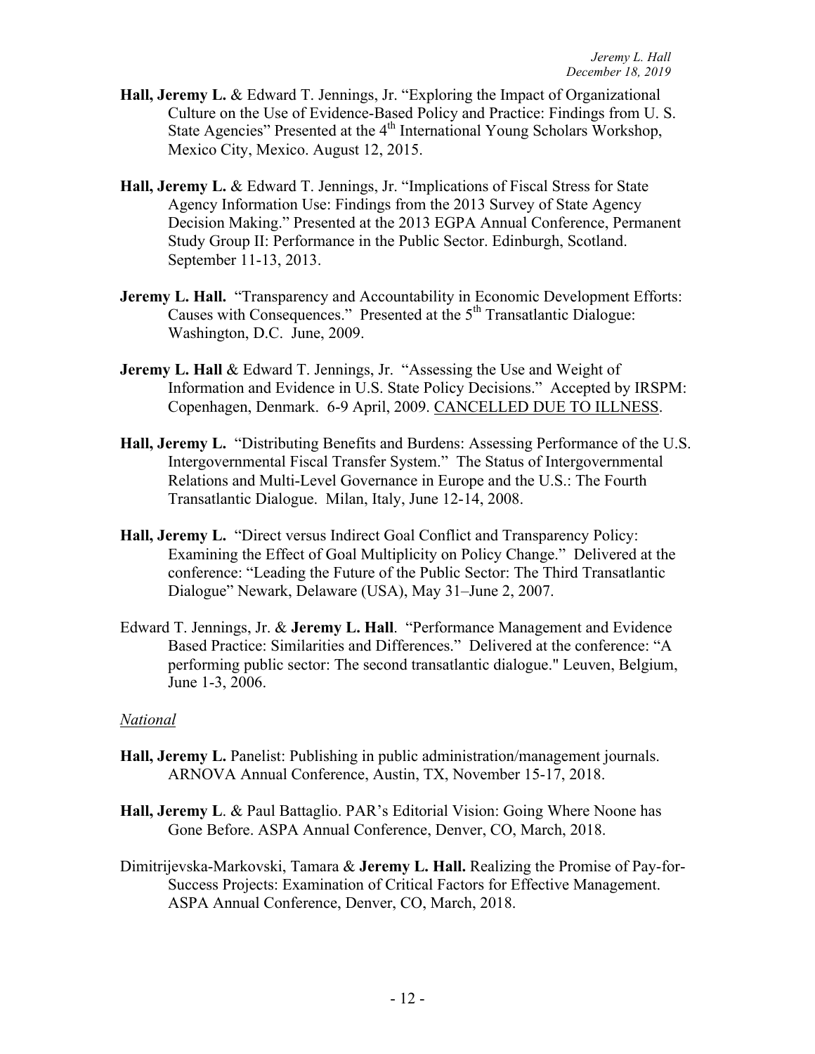**Hall, Jeremy L.** & Edward T. Jennings, Jr. "Exploring the Impact of Organizational Culture on the Use of Evidence-Based Policy and Practice: Findings from U. S. State Agencies" Presented at the 4th International Young Scholars Workshop, Mexico City, Mexico. August 12, 2015.

**Hall, Jeremy L.** & Edward T. Jennings, Jr. "Implications of Fiscal Stress for State Agency Information Use: Findings from the 2013 Survey of State Agency Decision Making." Presented at the 2013 EGPA Annual Conference, Permanent Study Group II: Performance in the Public Sector. Edinburgh, Scotland. September 11-13, 2013.

**Jeremy L. Hall.** "Transparency and Accountability in Economic Development Efforts: Causes with Consequences." Presented at the 5th Transatlantic Dialogue: Washington, D.C. June, 2009.

**Jeremy L. Hall** & Edward T. Jennings, Jr. "Assessing the Use and Weight of Information and Evidence in U.S. State Policy Decisions." Accepted by IRSPM: Copenhagen, Denmark. 6-9 April, 2009. CANCELLED DUE TO ILLNESS.

**Hall, Jeremy L.** "Distributing Benefits and Burdens: Assessing Performance of the U.S. Intergovernmental Fiscal Transfer System." The Status of Intergovernmental Relations and Multi-Level Governance in Europe and the U.S.: The Fourth Transatlantic Dialogue. Milan, Italy, June 12-14, 2008.

**Hall, Jeremy L.** "Direct versus Indirect Goal Conflict and Transparency Policy: Examining the Effect of Goal Multiplicity on Policy Change." Delivered at the conference: "Leading the Future of the Public Sector: The Third Transatlantic Dialogue" Newark, Delaware (USA), May 31–June 2, 2007.

Edward T. Jennings, Jr. & **Jeremy L. Hall**. "Performance Management and Evidence Based Practice: Similarities and Differences." Delivered at the conference: "A performing public sector: The second transatlantic dialogue." Leuven, Belgium, June 1-3, 2006.

*National*

**Hall, Jeremy L.** Panelist: Publishing in public administration/management journals. ARNOVA Annual Conference, Austin, TX, November 15-17, 2018.

**Hall, Jeremy L**. & Paul Battaglio. PAR's Editorial Vision: Going Where Noone has Gone Before. ASPA Annual Conference, Denver, CO, March, 2018.

Dimitrijevska-Markovski, Tamara & **Jeremy L. Hall.** Realizing the Promise of Pay-for-Success Projects: Examination of Critical Factors for Effective Management. ASPA Annual Conference, Denver, CO, March, 2018.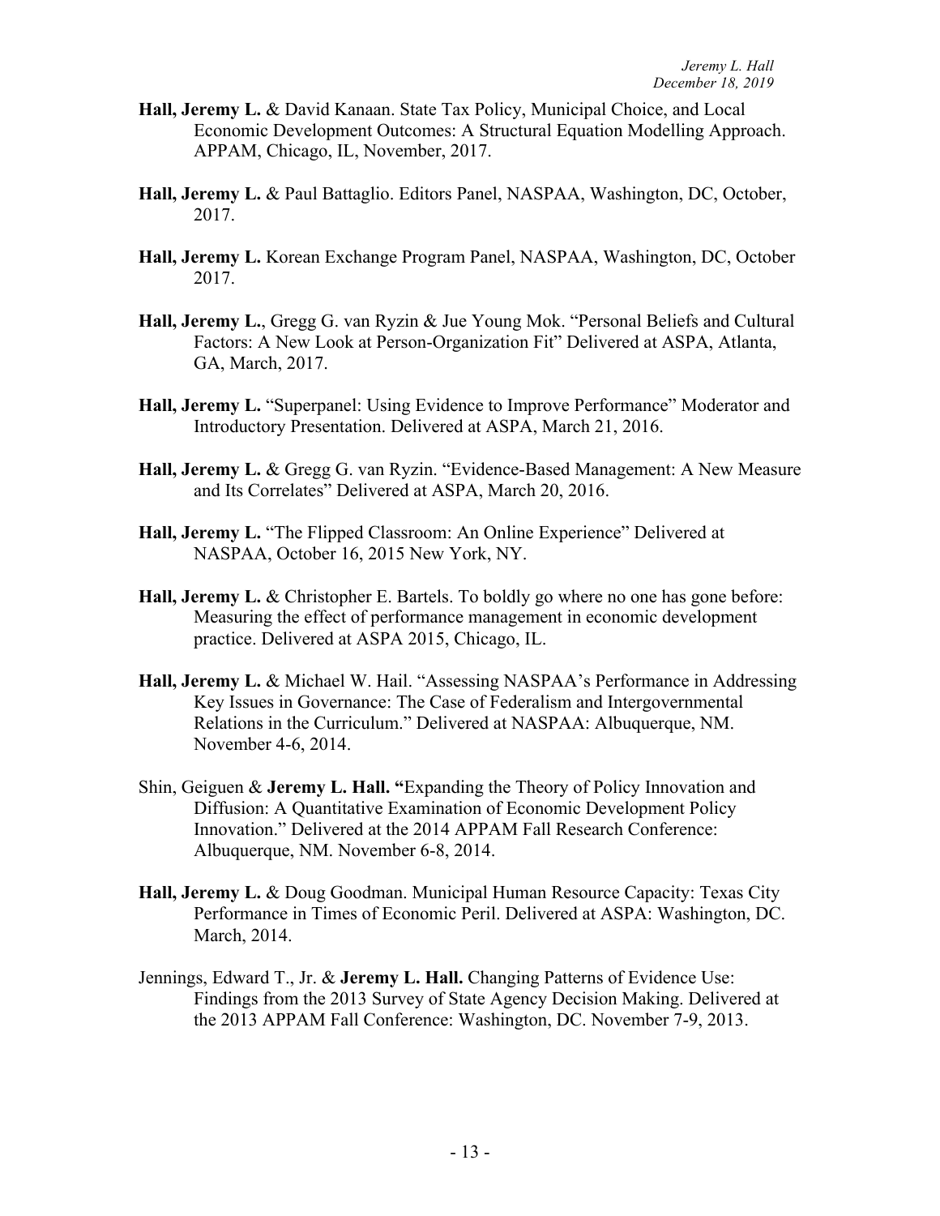**Hall, Jeremy L.** & David Kanaan. State Tax Policy, Municipal Choice, and Local Economic Development Outcomes: A Structural Equation Modelling Approach. APPAM, Chicago, IL, November, 2017.

**Hall, Jeremy L.** & Paul Battaglio. Editors Panel, NASPAA, Washington, DC, October, 2017.

**Hall, Jeremy L.** Korean Exchange Program Panel, NASPAA, Washington, DC, October 2017.

**Hall, Jeremy L.**, Gregg G. van Ryzin & Jue Young Mok. "Personal Beliefs and Cultural Factors: A New Look at Person-Organization Fit" Delivered at ASPA, Atlanta, GA, March, 2017.

**Hall, Jeremy L.** "Superpanel: Using Evidence to Improve Performance" Moderator and Introductory Presentation. Delivered at ASPA, March 21, 2016.

**Hall, Jeremy L.** & Gregg G. van Ryzin. "Evidence-Based Management: A New Measure and Its Correlates" Delivered at ASPA, March 20, 2016.

**Hall, Jeremy L.** "The Flipped Classroom: An Online Experience" Delivered at NASPAA, October 16, 2015 New York, NY.

**Hall, Jeremy L.** & Christopher E. Bartels. To boldly go where no one has gone before: Measuring the effect of performance management in economic development practice. Delivered at ASPA 2015, Chicago, IL.

**Hall, Jeremy L.** & Michael W. Hail. "Assessing NASPAA's Performance in Addressing Key Issues in Governance: The Case of Federalism and Intergovernmental Relations in the Curriculum." Delivered at NASPAA: Albuquerque, NM. November 4-6, 2014.

Shin, Geiguen & **Jeremy L. Hall. "**Expanding the Theory of Policy Innovation and Diffusion: A Quantitative Examination of Economic Development Policy Innovation." Delivered at the 2014 APPAM Fall Research Conference: Albuquerque, NM. November 6-8, 2014.

**Hall, Jeremy L.** & Doug Goodman. Municipal Human Resource Capacity: Texas City Performance in Times of Economic Peril. Delivered at ASPA: Washington, DC. March, 2014.

Jennings, Edward T., Jr. & **Jeremy L. Hall.** Changing Patterns of Evidence Use: Findings from the 2013 Survey of State Agency Decision Making. Delivered at the 2013 APPAM Fall Conference: Washington, DC. November 7-9, 2013.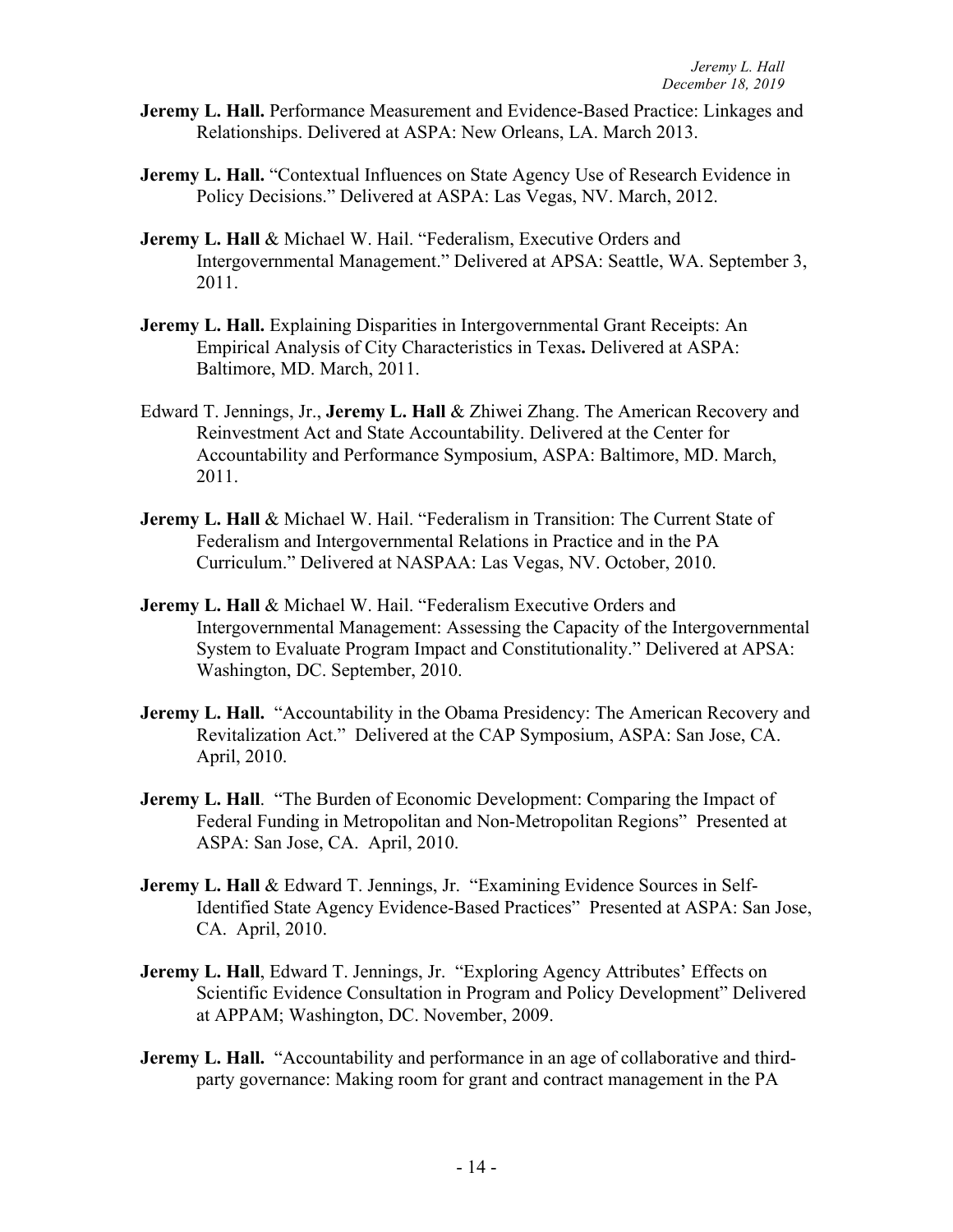**Jeremy L. Hall.** Performance Measurement and Evidence-Based Practice: Linkages and Relationships. Delivered at ASPA: New Orleans, LA. March 2013.

**Jeremy L. Hall.** "Contextual Influences on State Agency Use of Research Evidence in Policy Decisions." Delivered at ASPA: Las Vegas, NV. March, 2012.

**Jeremy L. Hall** & Michael W. Hail. "Federalism, Executive Orders and Intergovernmental Management." Delivered at APSA: Seattle, WA. September 3, 2011.

**Jeremy L. Hall.** Explaining Disparities in Intergovernmental Grant Receipts: An Empirical Analysis of City Characteristics in Texas**.** Delivered at ASPA: Baltimore, MD. March, 2011.

Edward T. Jennings, Jr., **Jeremy L. Hall** & Zhiwei Zhang. The American Recovery and Reinvestment Act and State Accountability. Delivered at the Center for Accountability and Performance Symposium, ASPA: Baltimore, MD. March, 2011.

**Jeremy L. Hall** & Michael W. Hail. "Federalism in Transition: The Current State of Federalism and Intergovernmental Relations in Practice and in the PA Curriculum." Delivered at NASPAA: Las Vegas, NV. October, 2010.

**Jeremy L. Hall** & Michael W. Hail. "Federalism Executive Orders and Intergovernmental Management: Assessing the Capacity of the Intergovernmental System to Evaluate Program Impact and Constitutionality." Delivered at APSA: Washington, DC. September, 2010.

**Jeremy L. Hall.** "Accountability in the Obama Presidency: The American Recovery and Revitalization Act." Delivered at the CAP Symposium, ASPA: San Jose, CA. April, 2010.

**Jeremy L. Hall**. "The Burden of Economic Development: Comparing the Impact of Federal Funding in Metropolitan and Non-Metropolitan Regions" Presented at ASPA: San Jose, CA. April, 2010.

**Jeremy L. Hall** & Edward T. Jennings, Jr. "Examining Evidence Sources in Self-Identified State Agency Evidence-Based Practices" Presented at ASPA: San Jose, CA. April, 2010.

**Jeremy L. Hall**, Edward T. Jennings, Jr. "Exploring Agency Attributes' Effects on Scientific Evidence Consultation in Program and Policy Development" Delivered at APPAM; Washington, DC. November, 2009.

**Jeremy L. Hall.** "Accountability and performance in an age of collaborative and third-party governance: Making room for grant and contract management in the PA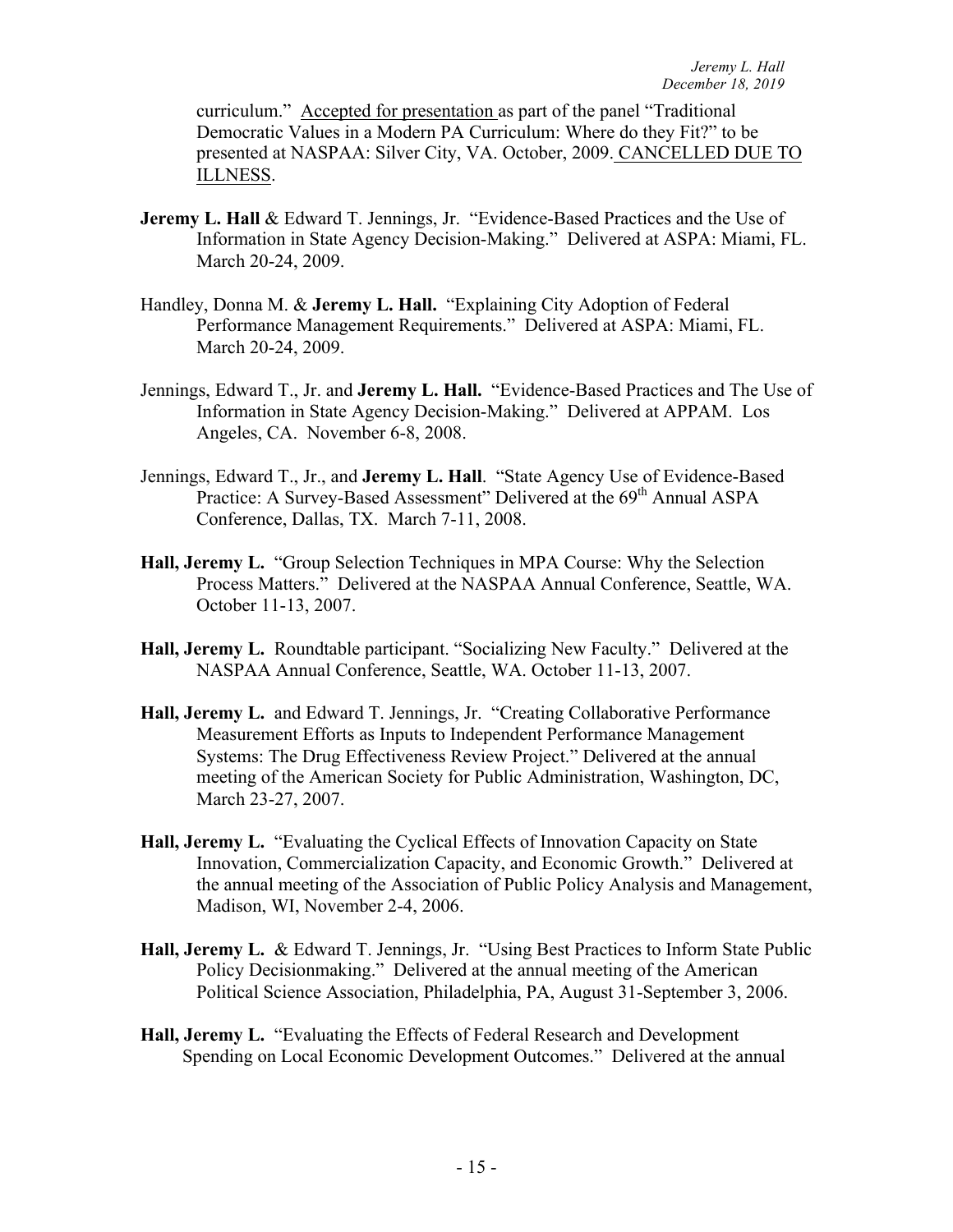curriculum." Accepted for presentation as part of the panel "Traditional Democratic Values in a Modern PA Curriculum: Where do they Fit?" to be presented at NASPAA: Silver City, VA. October, 2009. CANCELLED DUE TO ILLNESS.

**Jeremy L. Hall** & Edward T. Jennings, Jr. "Evidence-Based Practices and the Use of Information in State Agency Decision-Making." Delivered at ASPA: Miami, FL. March 20-24, 2009.

Handley, Donna M. & **Jeremy L. Hall.** "Explaining City Adoption of Federal Performance Management Requirements." Delivered at ASPA: Miami, FL. March 20-24, 2009.

Jennings, Edward T., Jr. and **Jeremy L. Hall.** "Evidence-Based Practices and The Use of Information in State Agency Decision-Making." Delivered at APPAM. Los Angeles, CA. November 6-8, 2008.

Jennings, Edward T., Jr., and **Jeremy L. Hall**. "State Agency Use of Evidence-Based Practice: A Survey-Based Assessment" Delivered at the 69th Annual ASPA Conference, Dallas, TX. March 7-11, 2008.

**Hall, Jeremy L.** "Group Selection Techniques in MPA Course: Why the Selection Process Matters." Delivered at the NASPAA Annual Conference, Seattle, WA. October 11-13, 2007.

**Hall, Jeremy L.** Roundtable participant. "Socializing New Faculty." Delivered at the NASPAA Annual Conference, Seattle, WA. October 11-13, 2007.

**Hall, Jeremy L.** and Edward T. Jennings, Jr. "Creating Collaborative Performance Measurement Efforts as Inputs to Independent Performance Management Systems: The Drug Effectiveness Review Project." Delivered at the annual meeting of the American Society for Public Administration, Washington, DC, March 23-27, 2007.

**Hall, Jeremy L.** "Evaluating the Cyclical Effects of Innovation Capacity on State Innovation, Commercialization Capacity, and Economic Growth." Delivered at the annual meeting of the Association of Public Policy Analysis and Management, Madison, WI, November 2-4, 2006.

**Hall, Jeremy L.** & Edward T. Jennings, Jr. "Using Best Practices to Inform State Public Policy Decisionmaking." Delivered at the annual meeting of the American Political Science Association, Philadelphia, PA, August 31-September 3, 2006.

**Hall, Jeremy L.** "Evaluating the Effects of Federal Research and Development Spending on Local Economic Development Outcomes." Delivered at the annual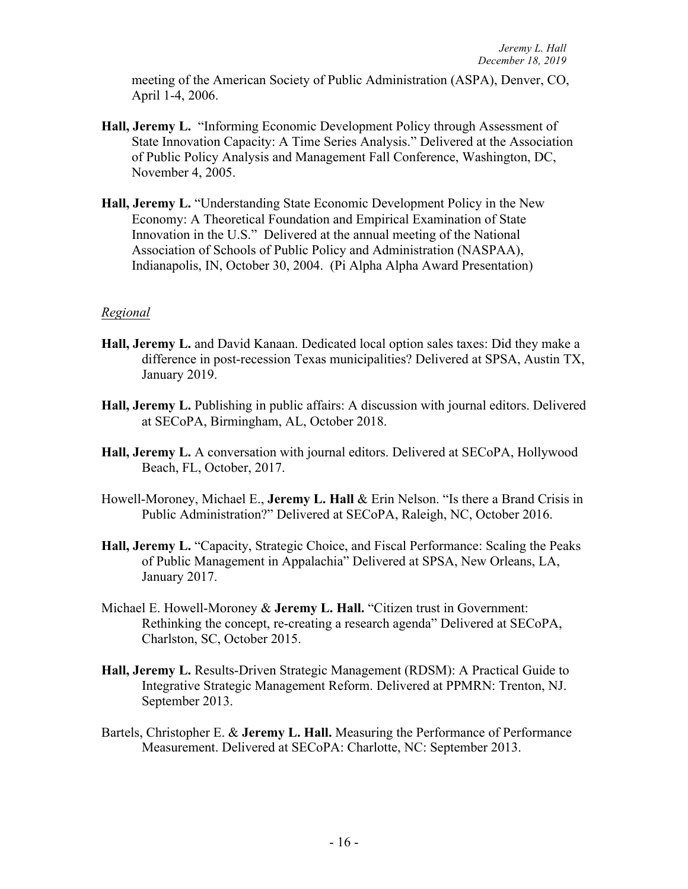meeting of the American Society of Public Administration (ASPA), Denver, CO, April 1-4, 2006.

**Hall, Jeremy L.** "Informing Economic Development Policy through Assessment of State Innovation Capacity: A Time Series Analysis." Delivered at the Association of Public Policy Analysis and Management Fall Conference, Washington, DC, November 4, 2005.

**Hall, Jeremy L.** "Understanding State Economic Development Policy in the New Economy: A Theoretical Foundation and Empirical Examination of State Innovation in the U.S." Delivered at the annual meeting of the National Association of Schools of Public Policy and Administration (NASPAA), Indianapolis, IN, October 30, 2004. (Pi Alpha Alpha Award Presentation)

*Regional*

**Hall, Jeremy L.** and David Kanaan. Dedicated local option sales taxes: Did they make a difference in post-recession Texas municipalities? Delivered at SPSA, Austin TX, January 2019.

**Hall, Jeremy L.** Publishing in public affairs: A discussion with journal editors. Delivered at SECoPA, Birmingham, AL, October 2018.

**Hall, Jeremy L.** A conversation with journal editors. Delivered at SECoPA, Hollywood Beach, FL, October, 2017.

Howell-Moroney, Michael E., **Jeremy L. Hall** & Erin Nelson. "Is there a Brand Crisis in Public Administration?" Delivered at SECoPA, Raleigh, NC, October 2016.

**Hall, Jeremy L.** "Capacity, Strategic Choice, and Fiscal Performance: Scaling the Peaks of Public Management in Appalachia" Delivered at SPSA, New Orleans, LA, January 2017.

Michael E. Howell-Moroney & **Jeremy L. Hall.** "Citizen trust in Government: Rethinking the concept, re-creating a research agenda" Delivered at SECoPA, Charlston, SC, October 2015.

**Hall, Jeremy L.** Results-Driven Strategic Management (RDSM): A Practical Guide to Integrative Strategic Management Reform. Delivered at PPMRN: Trenton, NJ. September 2013.

Bartels, Christopher E. & **Jeremy L. Hall.** Measuring the Performance of Performance Measurement. Delivered at SECoPA: Charlotte, NC: September 2013.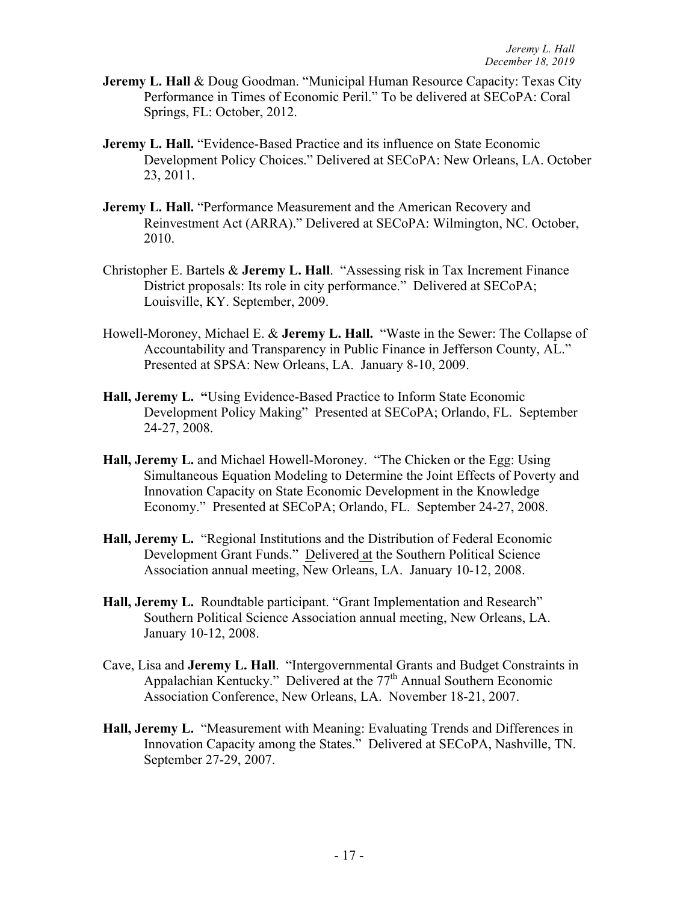**Jeremy L. Hall** & Doug Goodman. "Municipal Human Resource Capacity: Texas City Performance in Times of Economic Peril." To be delivered at SECoPA: Coral Springs, FL: October, 2012.

**Jeremy L. Hall.** "Evidence-Based Practice and its influence on State Economic Development Policy Choices." Delivered at SECoPA: New Orleans, LA. October 23, 2011.

**Jeremy L. Hall.** "Performance Measurement and the American Recovery and Reinvestment Act (ARRA)." Delivered at SECoPA: Wilmington, NC. October, 2010.

Christopher E. Bartels & **Jeremy L. Hall**. "Assessing risk in Tax Increment Finance District proposals: Its role in city performance." Delivered at SECoPA; Louisville, KY. September, 2009.

Howell-Moroney, Michael E. & **Jeremy L. Hall.** "Waste in the Sewer: The Collapse of Accountability and Transparency in Public Finance in Jefferson County, AL." Presented at SPSA: New Orleans, LA. January 8-10, 2009.

**Hall, Jeremy L. "**Using Evidence-Based Practice to Inform State Economic Development Policy Making" Presented at SECoPA; Orlando, FL. September 24-27, 2008.

**Hall, Jeremy L.** and Michael Howell-Moroney. "The Chicken or the Egg: Using Simultaneous Equation Modeling to Determine the Joint Effects of Poverty and Innovation Capacity on State Economic Development in the Knowledge Economy." Presented at SECoPA; Orlando, FL. September 24-27, 2008.

**Hall, Jeremy L.** "Regional Institutions and the Distribution of Federal Economic Development Grant Funds." Delivered at the Southern Political Science Association annual meeting, New Orleans, LA. January 10-12, 2008.

**Hall, Jeremy L.** Roundtable participant. "Grant Implementation and Research" Southern Political Science Association annual meeting, New Orleans, LA. January 10-12, 2008.

Cave, Lisa and **Jeremy L. Hall**. "Intergovernmental Grants and Budget Constraints in Appalachian Kentucky." Delivered at the 77th Annual Southern Economic Association Conference, New Orleans, LA. November 18-21, 2007.

**Hall, Jeremy L.** "Measurement with Meaning: Evaluating Trends and Differences in Innovation Capacity among the States." Delivered at SECoPA, Nashville, TN. September 27-29, 2007.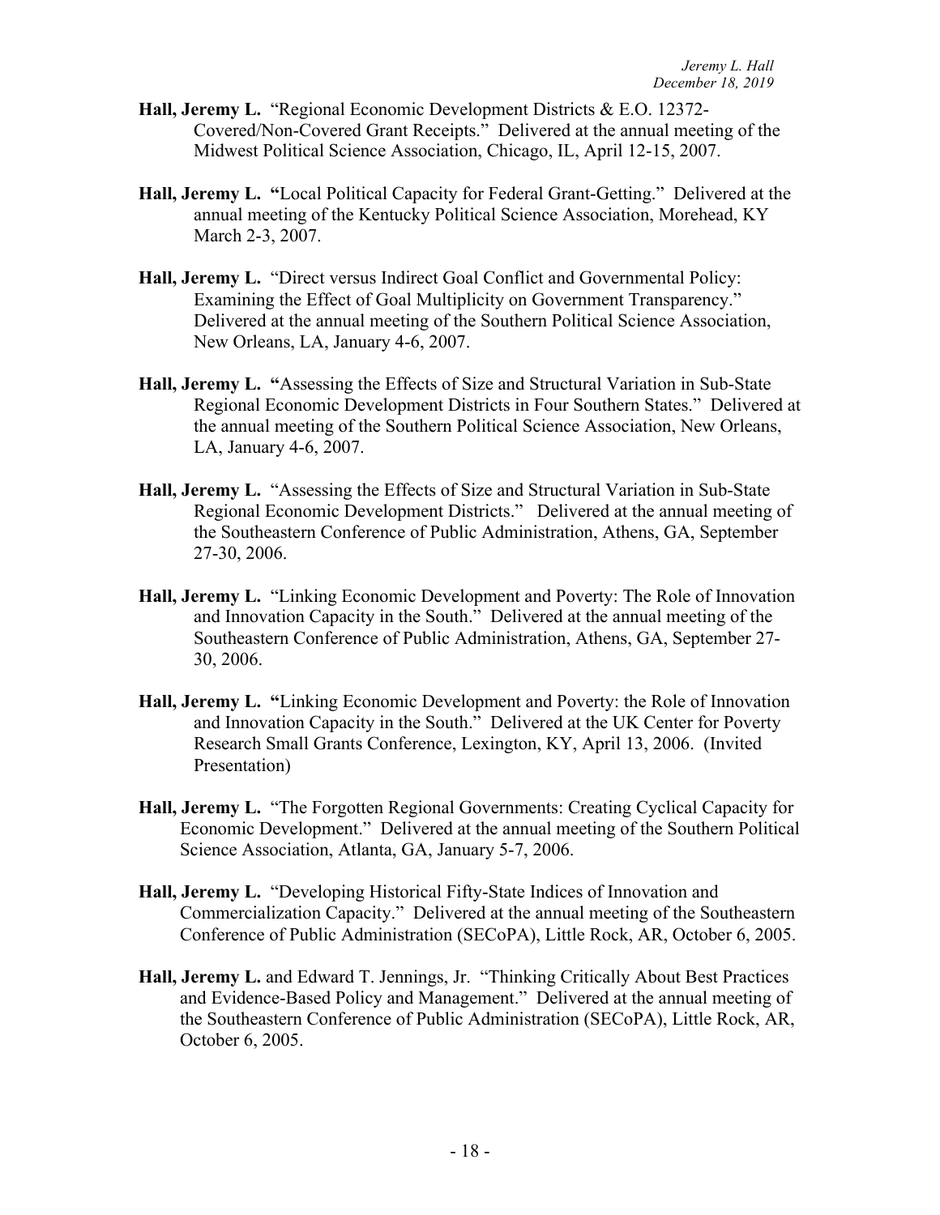**Hall, Jeremy L.** "Regional Economic Development Districts & E.O. 12372-Covered/Non-Covered Grant Receipts." Delivered at the annual meeting of the Midwest Political Science Association, Chicago, IL, April 12-15, 2007.

**Hall, Jeremy L. "**Local Political Capacity for Federal Grant-Getting." Delivered at the annual meeting of the Kentucky Political Science Association, Morehead, KY March 2-3, 2007.

**Hall, Jeremy L.** "Direct versus Indirect Goal Conflict and Governmental Policy: Examining the Effect of Goal Multiplicity on Government Transparency." Delivered at the annual meeting of the Southern Political Science Association, New Orleans, LA, January 4-6, 2007.

**Hall, Jeremy L. "**Assessing the Effects of Size and Structural Variation in Sub-State Regional Economic Development Districts in Four Southern States." Delivered at the annual meeting of the Southern Political Science Association, New Orleans, LA, January 4-6, 2007.

**Hall, Jeremy L.** "Assessing the Effects of Size and Structural Variation in Sub-State Regional Economic Development Districts." Delivered at the annual meeting of the Southeastern Conference of Public Administration, Athens, GA, September 27-30, 2006.

**Hall, Jeremy L.** "Linking Economic Development and Poverty: The Role of Innovation and Innovation Capacity in the South." Delivered at the annual meeting of the Southeastern Conference of Public Administration, Athens, GA, September 27-30, 2006.

**Hall, Jeremy L. "**Linking Economic Development and Poverty: the Role of Innovation and Innovation Capacity in the South." Delivered at the UK Center for Poverty Research Small Grants Conference, Lexington, KY, April 13, 2006. (Invited Presentation)

**Hall, Jeremy L.** "The Forgotten Regional Governments: Creating Cyclical Capacity for Economic Development." Delivered at the annual meeting of the Southern Political Science Association, Atlanta, GA, January 5-7, 2006.

**Hall, Jeremy L.** "Developing Historical Fifty-State Indices of Innovation and Commercialization Capacity." Delivered at the annual meeting of the Southeastern Conference of Public Administration (SECoPA), Little Rock, AR, October 6, 2005.

**Hall, Jeremy L.** and Edward T. Jennings, Jr. "Thinking Critically About Best Practices and Evidence-Based Policy and Management." Delivered at the annual meeting of the Southeastern Conference of Public Administration (SECoPA), Little Rock, AR, October 6, 2005.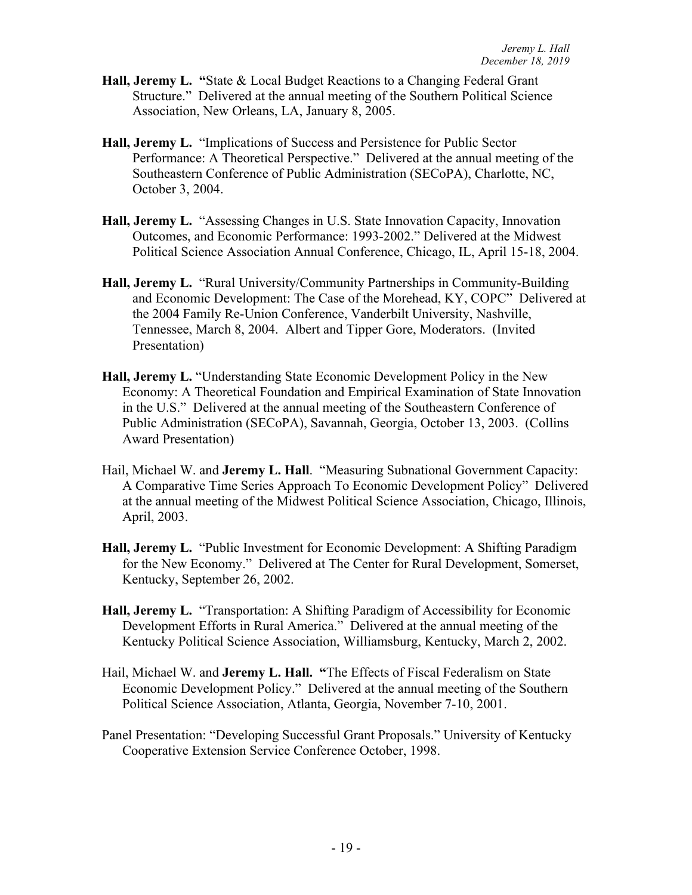**Hall, Jeremy L.** "State & Local Budget Reactions to a Changing Federal Grant Structure." Delivered at the annual meeting of the Southern Political Science Association, New Orleans, LA, January 8, 2005.

**Hall, Jeremy L.** "Implications of Success and Persistence for Public Sector Performance: A Theoretical Perspective." Delivered at the annual meeting of the Southeastern Conference of Public Administration (SECoPA), Charlotte, NC, October 3, 2004.

**Hall, Jeremy L.** "Assessing Changes in U.S. State Innovation Capacity, Innovation Outcomes, and Economic Performance: 1993-2002." Delivered at the Midwest Political Science Association Annual Conference, Chicago, IL, April 15-18, 2004.

**Hall, Jeremy L.** "Rural University/Community Partnerships in Community-Building and Economic Development: The Case of the Morehead, KY, COPC" Delivered at the 2004 Family Re-Union Conference, Vanderbilt University, Nashville, Tennessee, March 8, 2004. Albert and Tipper Gore, Moderators. (Invited Presentation)

**Hall, Jeremy L.** "Understanding State Economic Development Policy in the New Economy: A Theoretical Foundation and Empirical Examination of State Innovation in the U.S." Delivered at the annual meeting of the Southeastern Conference of Public Administration (SECoPA), Savannah, Georgia, October 13, 2003. (Collins Award Presentation)

Hail, Michael W. and **Jeremy L. Hall**. "Measuring Subnational Government Capacity: A Comparative Time Series Approach To Economic Development Policy" Delivered at the annual meeting of the Midwest Political Science Association, Chicago, Illinois, April, 2003.

**Hall, Jeremy L.** "Public Investment for Economic Development: A Shifting Paradigm for the New Economy." Delivered at The Center for Rural Development, Somerset, Kentucky, September 26, 2002.

**Hall, Jeremy L.** "Transportation: A Shifting Paradigm of Accessibility for Economic Development Efforts in Rural America." Delivered at the annual meeting of the Kentucky Political Science Association, Williamsburg, Kentucky, March 2, 2002.

Hail, Michael W. and **Jeremy L. Hall.** "The Effects of Fiscal Federalism on State Economic Development Policy." Delivered at the annual meeting of the Southern Political Science Association, Atlanta, Georgia, November 7-10, 2001.

Panel Presentation: "Developing Successful Grant Proposals." University of Kentucky Cooperative Extension Service Conference October, 1998.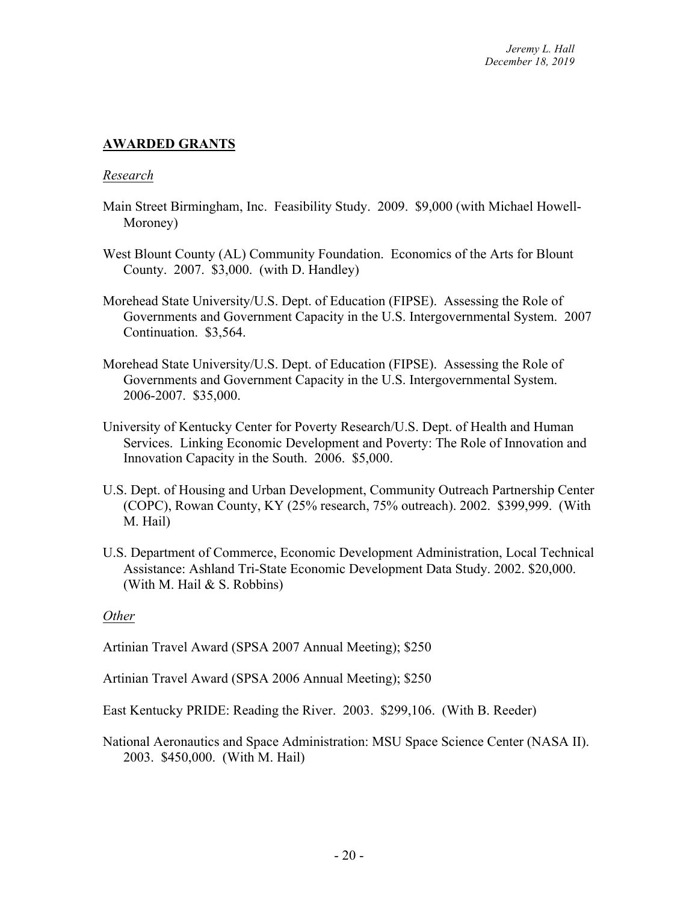## AWARDED GRANTS

*Research*

Main Street Birmingham, Inc. Feasibility Study. 2009. $9,000 (with Michael Howell-Moroney)

West Blount County (AL) Community Foundation. Economics of the Arts for Blount County. 2007. $3,000. (with D. Handley)

Morehead State University/U.S. Dept. of Education (FIPSE). Assessing the Role of Governments and Government Capacity in the U.S. Intergovernmental System. 2007 Continuation. $3,564.

Morehead State University/U.S. Dept. of Education (FIPSE). Assessing the Role of Governments and Government Capacity in the U.S. Intergovernmental System. 2006-2007. $35,000.

University of Kentucky Center for Poverty Research/U.S. Dept. of Health and Human Services. Linking Economic Development and Poverty: The Role of Innovation and Innovation Capacity in the South. 2006. $5,000.

U.S. Dept. of Housing and Urban Development, Community Outreach Partnership Center (COPC), Rowan County, KY (25% research, 75% outreach). 2002. $399,999. (With M. Hail)

U.S. Department of Commerce, Economic Development Administration, Local Technical Assistance: Ashland Tri-State Economic Development Data Study. 2002. $20,000. (With M. Hail & S. Robbins)

*Other*

Artinian Travel Award (SPSA 2007 Annual Meeting); $250

Artinian Travel Award (SPSA 2006 Annual Meeting); $250

East Kentucky PRIDE: Reading the River. 2003. $299,106. (With B. Reeder)

National Aeronautics and Space Administration: MSU Space Science Center (NASA II). 2003. $450,000. (With M. Hail)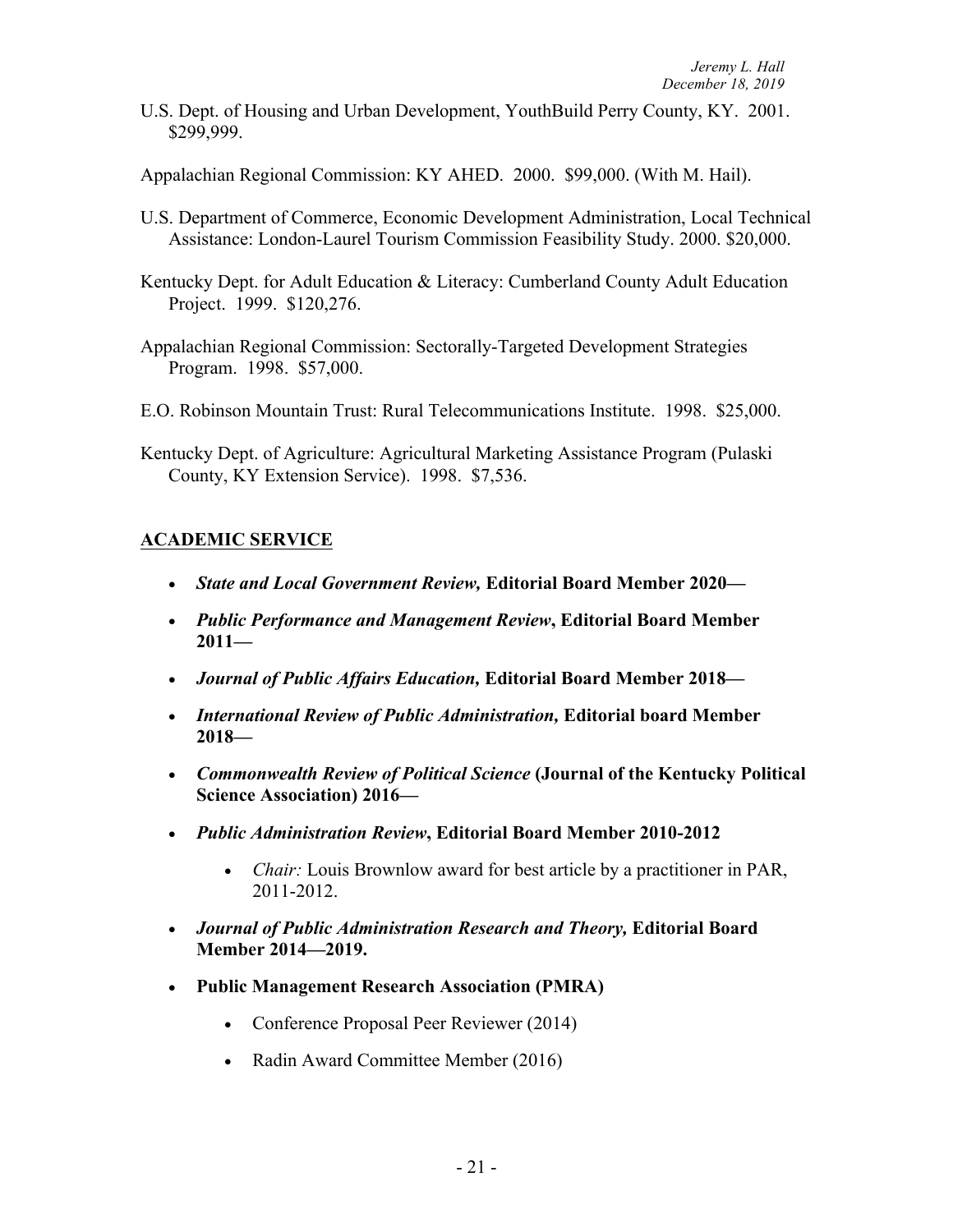U.S. Dept. of Housing and Urban Development, YouthBuild Perry County, KY. 2001. $299,999.

Appalachian Regional Commission: KY AHED. 2000. $99,000. (With M. Hail).

U.S. Department of Commerce, Economic Development Administration, Local Technical Assistance: London-Laurel Tourism Commission Feasibility Study. 2000. $20,000.

Kentucky Dept. for Adult Education & Literacy: Cumberland County Adult Education Project. 1999. $120,276.

Appalachian Regional Commission: Sectorally-Targeted Development Strategies Program. 1998. $57,000.

E.O. Robinson Mountain Trust: Rural Telecommunications Institute. 1998. $25,000.

Kentucky Dept. of Agriculture: Agricultural Marketing Assistance Program (Pulaski County, KY Extension Service). 1998. $7,536.

## ACADEMIC SERVICE

- ***State and Local Government Review,* Editorial Board Member 2020—**
- ***Public Performance and Management Review*, Editorial Board Member 2011—**
- ***Journal of Public Affairs Education,* Editorial Board Member 2018—**
- ***International Review of Public Administration,* Editorial board Member 2018—**
- ***Commonwealth Review of Political Science* (Journal of the Kentucky Political Science Association) 2016—**
- ***Public Administration Review*, Editorial Board Member 2010-2012**
    - *Chair:* Louis Brownlow award for best article by a practitioner in PAR, 2011-2012.
- ***Journal of Public Administration Research and Theory,* Editorial Board Member 2014—2019.**
- **Public Management Research Association (PMRA)**
    - Conference Proposal Peer Reviewer (2014)
    - Radin Award Committee Member (2016)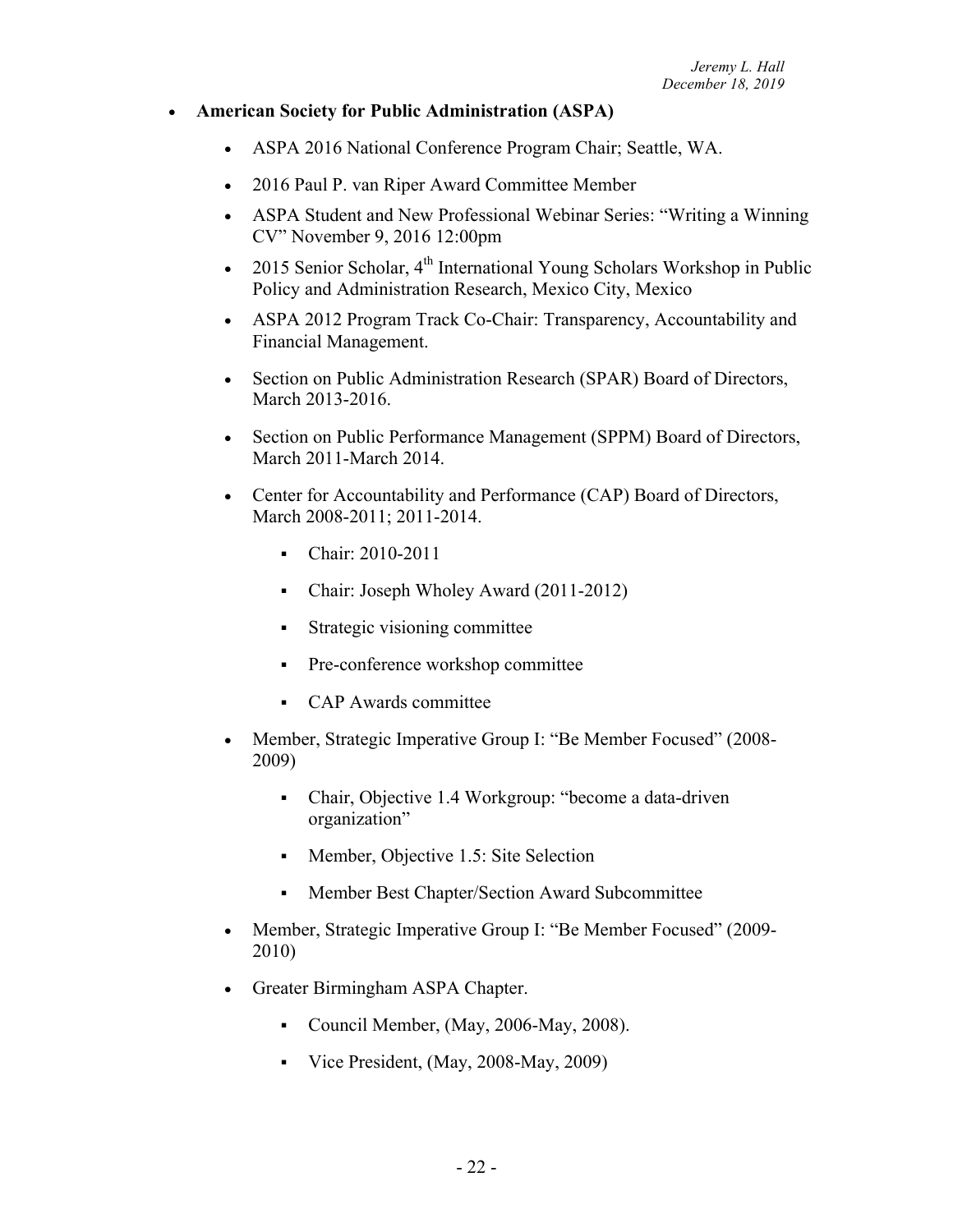- **American Society for Public Administration (ASPA)**
  - ASPA 2016 National Conference Program Chair; Seattle, WA.
  - 2016 Paul P. van Riper Award Committee Member
  - ASPA Student and New Professional Webinar Series: "Writing a Winning CV" November 9, 2016 12:00pm
  - 2015 Senior Scholar, 4th International Young Scholars Workshop in Public Policy and Administration Research, Mexico City, Mexico
  - ASPA 2012 Program Track Co-Chair: Transparency, Accountability and Financial Management.
  - Section on Public Administration Research (SPAR) Board of Directors, March 2013-2016.
  - Section on Public Performance Management (SPPM) Board of Directors, March 2011-March 2014.
  - Center for Accountability and Performance (CAP) Board of Directors, March 2008-2011; 2011-2014.
    - Chair: 2010-2011
    - Chair: Joseph Wholey Award (2011-2012)
    - Strategic visioning committee
    - Pre-conference workshop committee
    - CAP Awards committee
  - Member, Strategic Imperative Group I: "Be Member Focused" (2008-2009)
    - Chair, Objective 1.4 Workgroup: "become a data-driven organization"
    - Member, Objective 1.5: Site Selection
    - Member Best Chapter/Section Award Subcommittee
  - Member, Strategic Imperative Group I: "Be Member Focused" (2009-2010)
  - Greater Birmingham ASPA Chapter.
    - Council Member, (May, 2006-May, 2008).
    - Vice President, (May, 2008-May, 2009)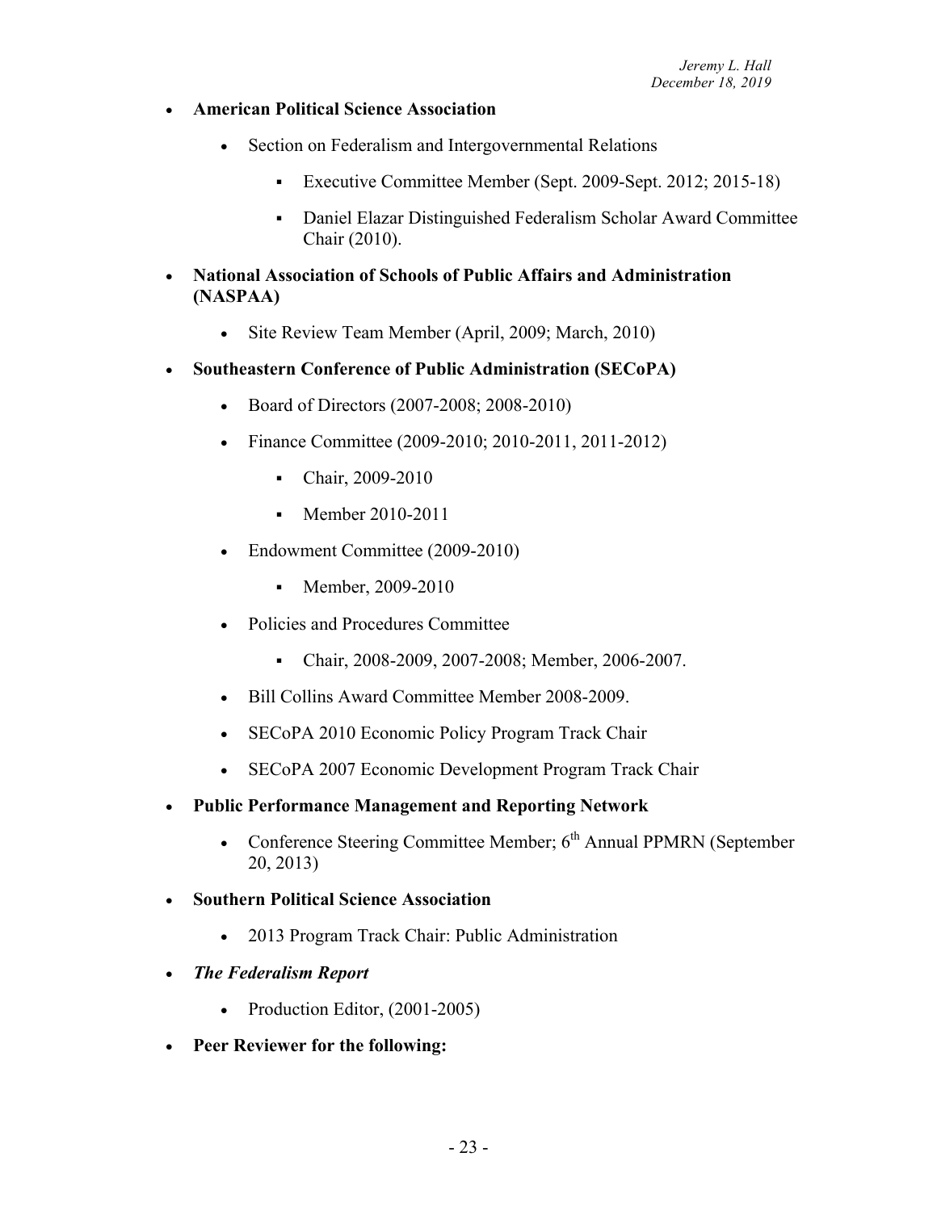- **American Political Science Association**
    - Section on Federalism and Intergovernmental Relations
        - Executive Committee Member (Sept. 2009-Sept. 2012; 2015-18)
        - Daniel Elazar Distinguished Federalism Scholar Award Committee Chair (2010).
- **National Association of Schools of Public Affairs and Administration (NASPAA)**
    - Site Review Team Member (April, 2009; March, 2010)
- **Southeastern Conference of Public Administration (SECoPA)**
    - Board of Directors (2007-2008; 2008-2010)
    - Finance Committee (2009-2010; 2010-2011, 2011-2012)
        - Chair, 2009-2010
        - Member 2010-2011
    - Endowment Committee (2009-2010)
        - Member, 2009-2010
    - Policies and Procedures Committee
        - Chair, 2008-2009, 2007-2008; Member, 2006-2007.
    - Bill Collins Award Committee Member 2008-2009.
    - SECoPA 2010 Economic Policy Program Track Chair
    - SECoPA 2007 Economic Development Program Track Chair
- **Public Performance Management and Reporting Network**
    - Conference Steering Committee Member; 6th Annual PPMRN (September 20, 2013)
- **Southern Political Science Association**
    - 2013 Program Track Chair: Public Administration
- ***The Federalism Report***
    - Production Editor, (2001-2005)
- **Peer Reviewer for the following:**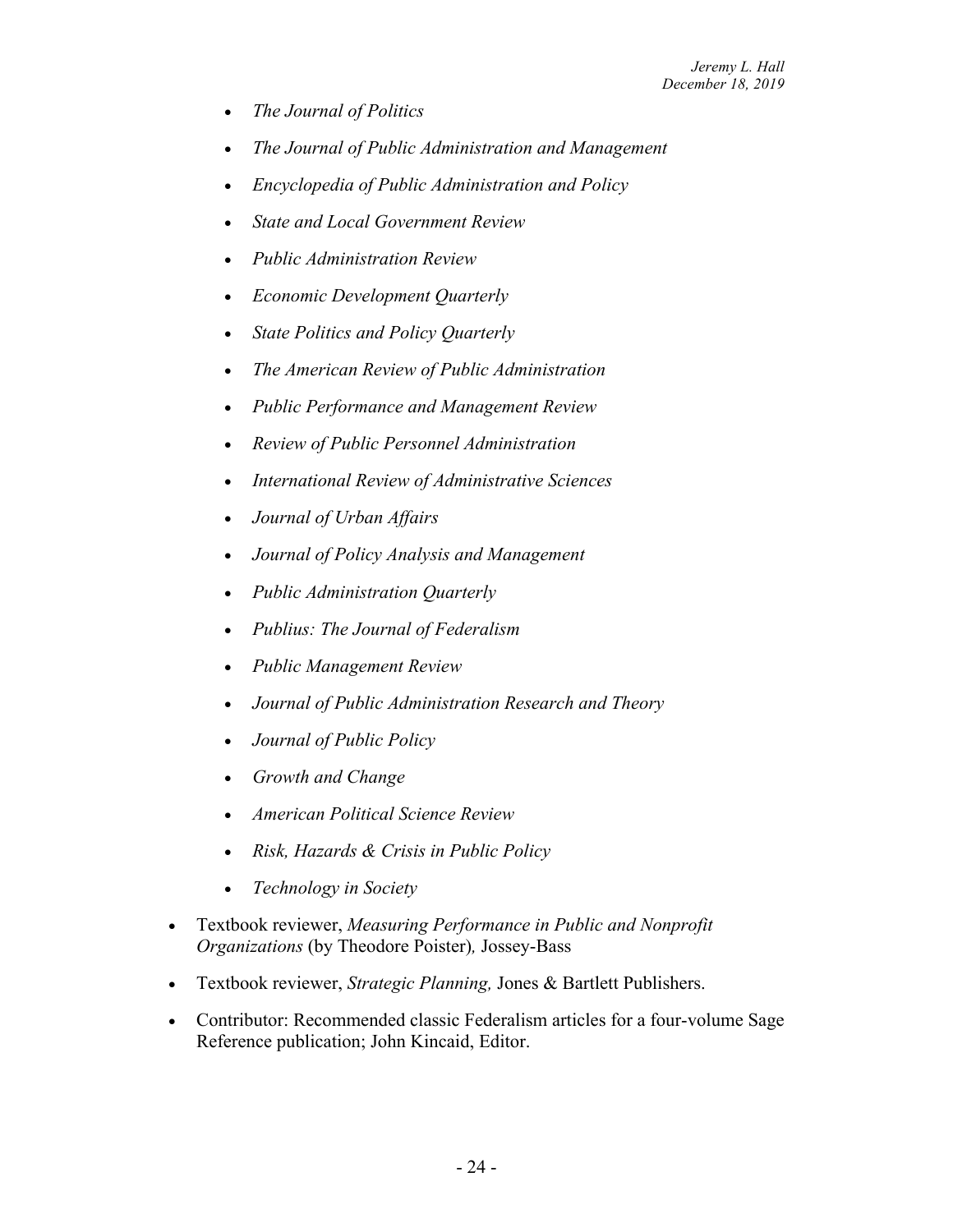- *The Journal of Politics*
  - *The Journal of Public Administration and Management*
  - *Encyclopedia of Public Administration and Policy*
  - *State and Local Government Review*
  - *Public Administration Review*
  - *Economic Development Quarterly*
  - *State Politics and Policy Quarterly*
  - *The American Review of Public Administration*
  - *Public Performance and Management Review*
  - *Review of Public Personnel Administration*
  - *International Review of Administrative Sciences*
  - *Journal of Urban Affairs*
  - *Journal of Policy Analysis and Management*
  - *Public Administration Quarterly*
  - *Publius: The Journal of Federalism*
  - *Public Management Review*
  - *Journal of Public Administration Research and Theory*
  - *Journal of Public Policy*
  - *Growth and Change*
  - *American Political Science Review*
  - *Risk, Hazards & Crisis in Public Policy*
  - *Technology in Society*
- Textbook reviewer, *Measuring Performance in Public and Nonprofit Organizations* (by Theodore Poister)*,* Jossey-Bass
- Textbook reviewer, *Strategic Planning,* Jones & Bartlett Publishers.
- Contributor: Recommended classic Federalism articles for a four-volume Sage Reference publication; John Kincaid, Editor.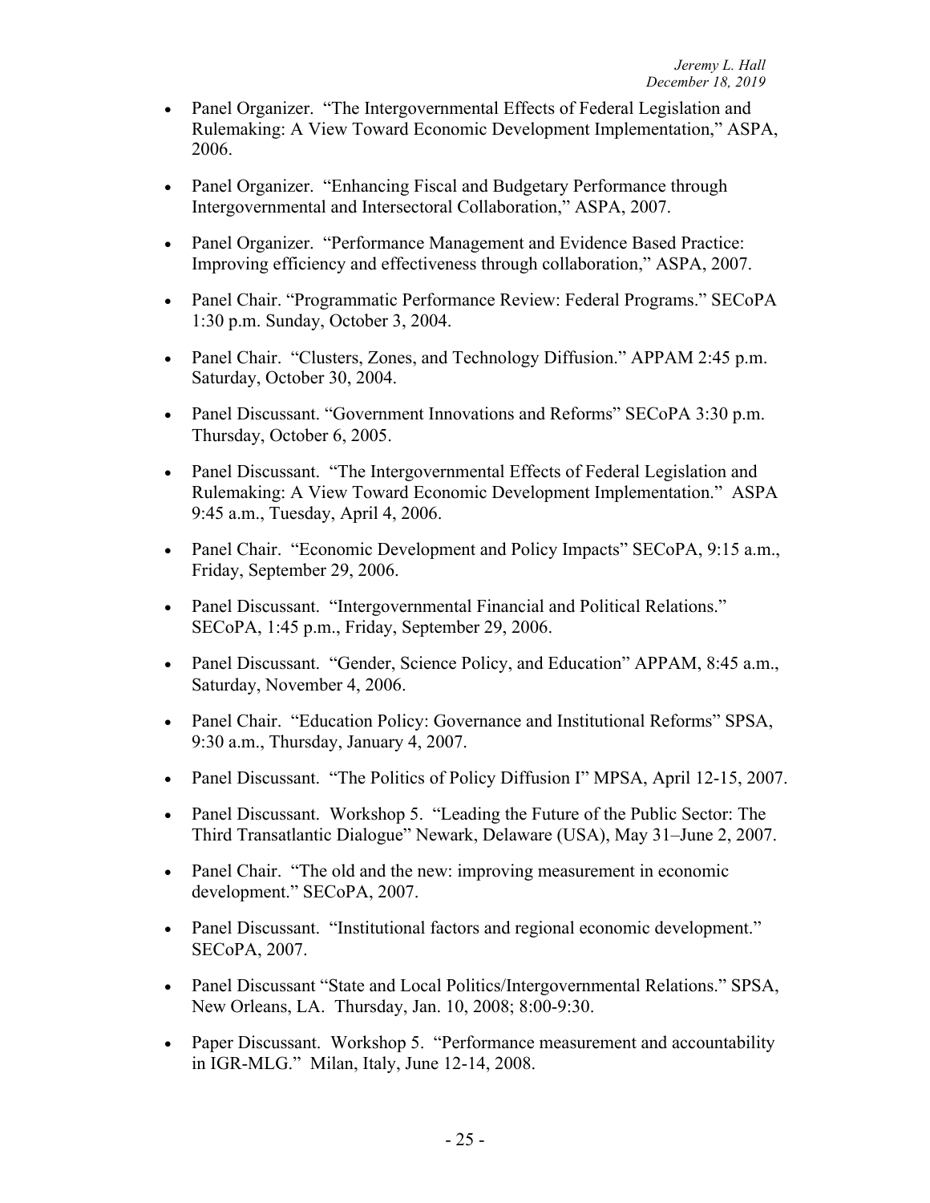- Panel Organizer. "The Intergovernmental Effects of Federal Legislation and Rulemaking: A View Toward Economic Development Implementation," ASPA, 2006.

- Panel Organizer. "Enhancing Fiscal and Budgetary Performance through Intergovernmental and Intersectoral Collaboration," ASPA, 2007.

- Panel Organizer. "Performance Management and Evidence Based Practice: Improving efficiency and effectiveness through collaboration," ASPA, 2007.

- Panel Chair. "Programmatic Performance Review: Federal Programs." SECoPA 1:30 p.m. Sunday, October 3, 2004.

- Panel Chair. "Clusters, Zones, and Technology Diffusion." APPAM 2:45 p.m. Saturday, October 30, 2004.

- Panel Discussant. "Government Innovations and Reforms" SECoPA 3:30 p.m. Thursday, October 6, 2005.

- Panel Discussant. "The Intergovernmental Effects of Federal Legislation and Rulemaking: A View Toward Economic Development Implementation." ASPA 9:45 a.m., Tuesday, April 4, 2006.

- Panel Chair. "Economic Development and Policy Impacts" SECoPA, 9:15 a.m., Friday, September 29, 2006.

- Panel Discussant. "Intergovernmental Financial and Political Relations." SECoPA, 1:45 p.m., Friday, September 29, 2006.

- Panel Discussant. "Gender, Science Policy, and Education" APPAM, 8:45 a.m., Saturday, November 4, 2006.

- Panel Chair. "Education Policy: Governance and Institutional Reforms" SPSA, 9:30 a.m., Thursday, January 4, 2007.

- Panel Discussant. "The Politics of Policy Diffusion I" MPSA, April 12-15, 2007.

- Panel Discussant. Workshop 5. "Leading the Future of the Public Sector: The Third Transatlantic Dialogue" Newark, Delaware (USA), May 31–June 2, 2007.

- Panel Chair. "The old and the new: improving measurement in economic development." SECoPA, 2007.

- Panel Discussant. "Institutional factors and regional economic development." SECoPA, 2007.

- Panel Discussant "State and Local Politics/Intergovernmental Relations." SPSA, New Orleans, LA. Thursday, Jan. 10, 2008; 8:00-9:30.

- Paper Discussant. Workshop 5. "Performance measurement and accountability in IGR-MLG." Milan, Italy, June 12-14, 2008.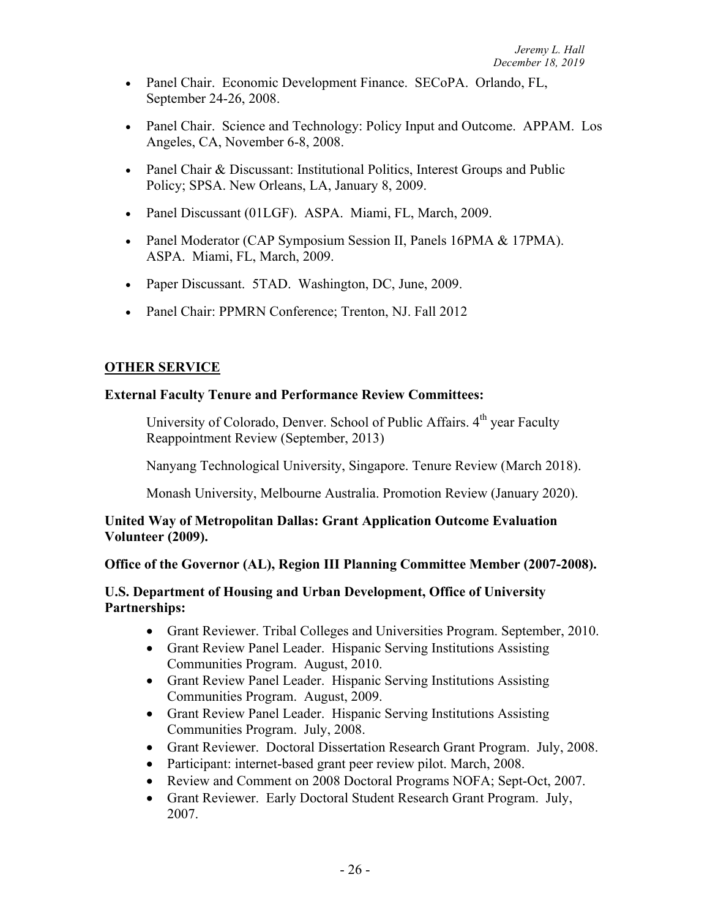- Panel Chair. Economic Development Finance. SECoPA. Orlando, FL, September 24-26, 2008.
- Panel Chair. Science and Technology: Policy Input and Outcome. APPAM. Los Angeles, CA, November 6-8, 2008.
- Panel Chair & Discussant: Institutional Politics, Interest Groups and Public Policy; SPSA. New Orleans, LA, January 8, 2009.
- Panel Discussant (01LGF). ASPA. Miami, FL, March, 2009.
- Panel Moderator (CAP Symposium Session II, Panels 16PMA & 17PMA). ASPA. Miami, FL, March, 2009.
- Paper Discussant. 5TAD. Washington, DC, June, 2009.
- Panel Chair: PPMRN Conference; Trenton, NJ. Fall 2012

## OTHER SERVICE

**External Faculty Tenure and Performance Review Committees:**

University of Colorado, Denver. School of Public Affairs. 4th year Faculty Reappointment Review (September, 2013)

Nanyang Technological University, Singapore. Tenure Review (March 2018).

Monash University, Melbourne Australia. Promotion Review (January 2020).

**United Way of Metropolitan Dallas: Grant Application Outcome Evaluation Volunteer (2009).**

**Office of the Governor (AL), Region III Planning Committee Member (2007-2008).**

**U.S. Department of Housing and Urban Development, Office of University Partnerships:**

- Grant Reviewer. Tribal Colleges and Universities Program. September, 2010.
- Grant Review Panel Leader. Hispanic Serving Institutions Assisting Communities Program. August, 2010.
- Grant Review Panel Leader. Hispanic Serving Institutions Assisting Communities Program. August, 2009.
- Grant Review Panel Leader. Hispanic Serving Institutions Assisting Communities Program. July, 2008.
- Grant Reviewer. Doctoral Dissertation Research Grant Program. July, 2008.
- Participant: internet-based grant peer review pilot. March, 2008.
- Review and Comment on 2008 Doctoral Programs NOFA; Sept-Oct, 2007.
- Grant Reviewer. Early Doctoral Student Research Grant Program. July, 2007.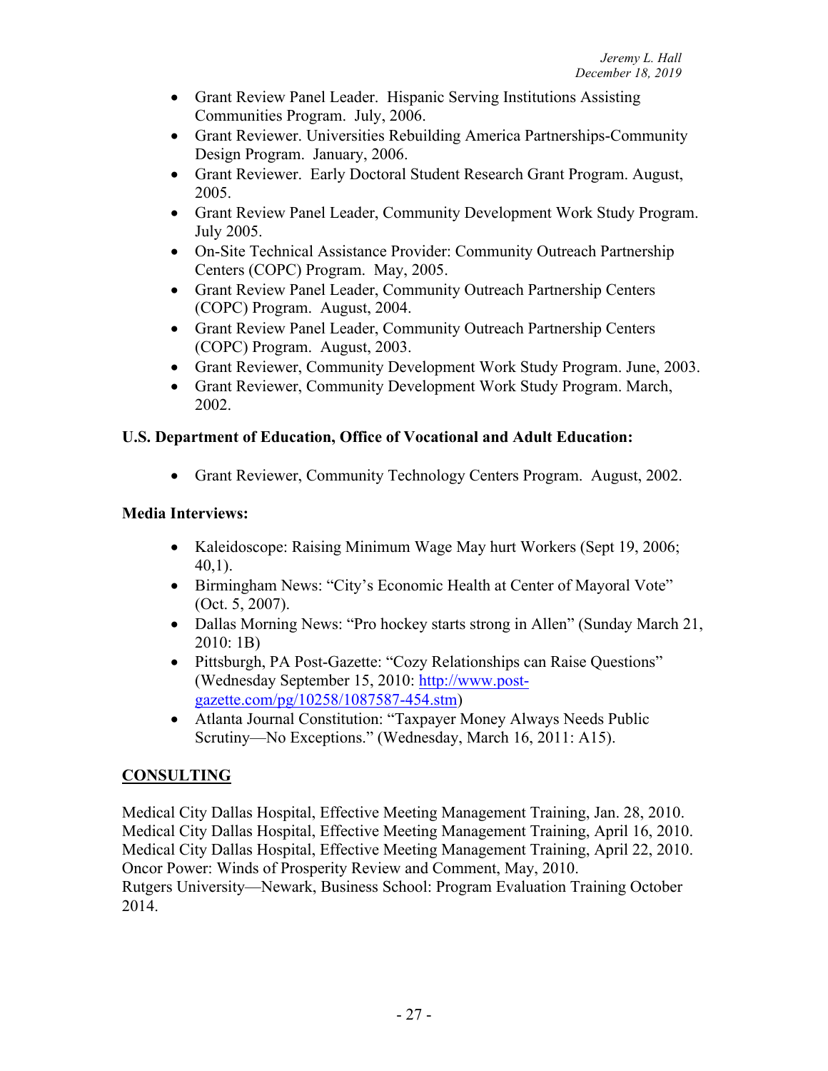- Grant Review Panel Leader. Hispanic Serving Institutions Assisting Communities Program. July, 2006.
- Grant Reviewer. Universities Rebuilding America Partnerships-Community Design Program. January, 2006.
- Grant Reviewer. Early Doctoral Student Research Grant Program. August, 2005.
- Grant Review Panel Leader, Community Development Work Study Program. July 2005.
- On-Site Technical Assistance Provider: Community Outreach Partnership Centers (COPC) Program. May, 2005.
- Grant Review Panel Leader, Community Outreach Partnership Centers (COPC) Program. August, 2004.
- Grant Review Panel Leader, Community Outreach Partnership Centers (COPC) Program. August, 2003.
- Grant Reviewer, Community Development Work Study Program. June, 2003.
- Grant Reviewer, Community Development Work Study Program. March, 2002.

**U.S. Department of Education, Office of Vocational and Adult Education:**

- Grant Reviewer, Community Technology Centers Program. August, 2002.

**Media Interviews:**

- Kaleidoscope: Raising Minimum Wage May hurt Workers (Sept 19, 2006; 40,1).
- Birmingham News: "City's Economic Health at Center of Mayoral Vote" (Oct. 5, 2007).
- Dallas Morning News: "Pro hockey starts strong in Allen" (Sunday March 21, 2010: 1B)
- Pittsburgh, PA Post-Gazette: "Cozy Relationships can Raise Questions" (Wednesday September 15, 2010: http://www.post-gazette.com/pg/10258/1087587-454.stm)
- Atlanta Journal Constitution: "Taxpayer Money Always Needs Public Scrutiny—No Exceptions." (Wednesday, March 16, 2011: A15).

## CONSULTING

Medical City Dallas Hospital, Effective Meeting Management Training, Jan. 28, 2010.
Medical City Dallas Hospital, Effective Meeting Management Training, April 16, 2010.
Medical City Dallas Hospital, Effective Meeting Management Training, April 22, 2010.
Oncor Power: Winds of Prosperity Review and Comment, May, 2010.
Rutgers University—Newark, Business School: Program Evaluation Training October 2014.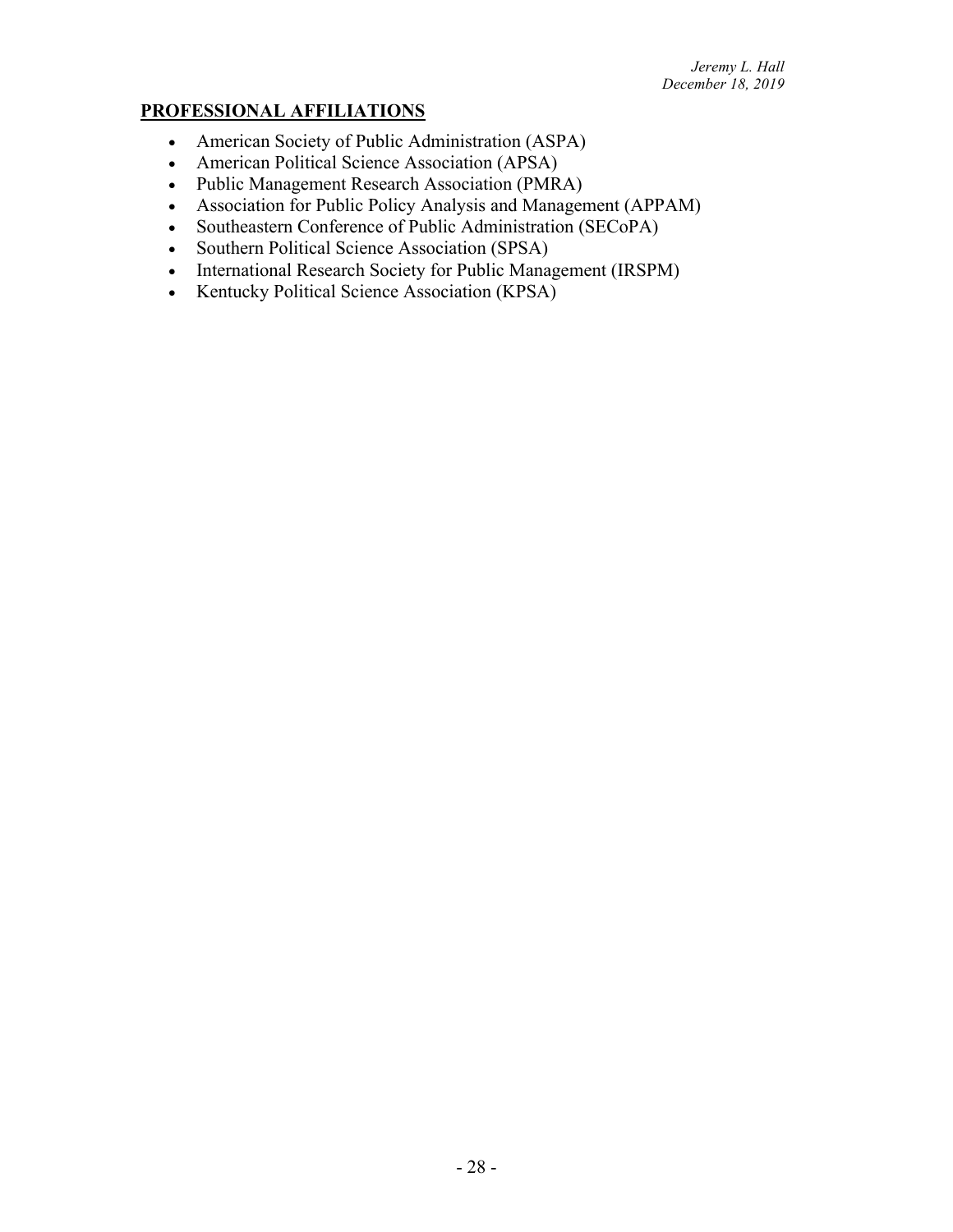## PROFESSIONAL AFFILIATIONS

- American Society of Public Administration (ASPA)
- American Political Science Association (APSA)
- Public Management Research Association (PMRA)
- Association for Public Policy Analysis and Management (APPAM)
- Southeastern Conference of Public Administration (SECoPA)
- Southern Political Science Association (SPSA)
- International Research Society for Public Management (IRSPM)
- Kentucky Political Science Association (KPSA)